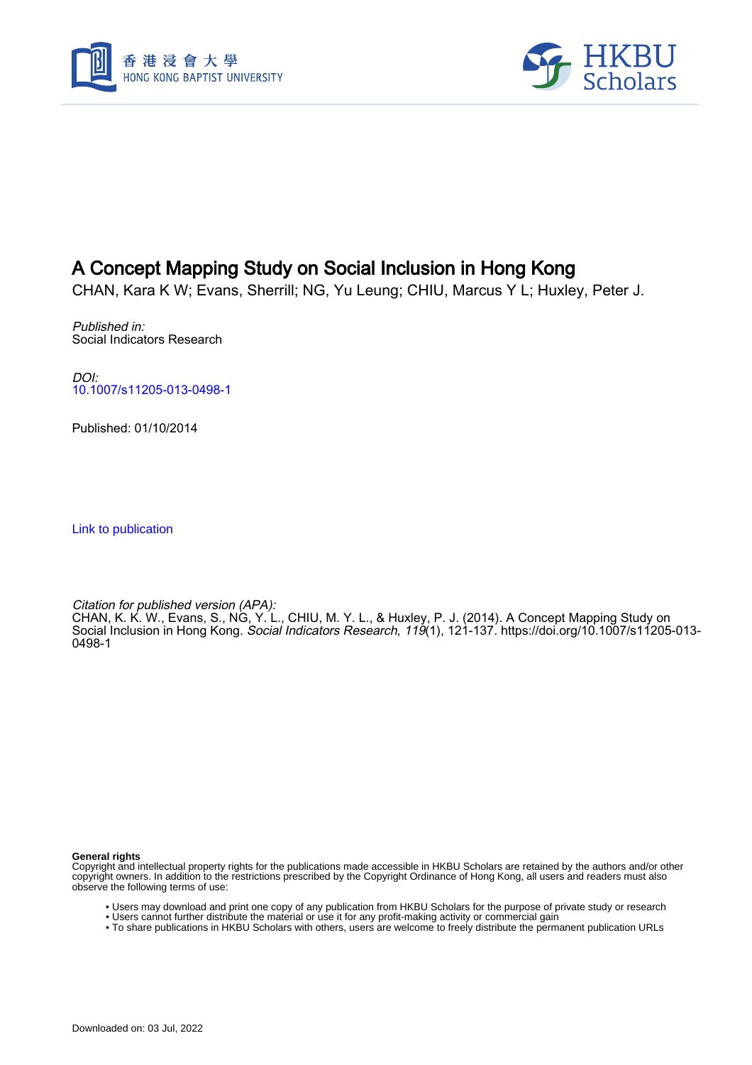# A Concept Mapping Study on Social Inclusion in Hong Kong

CHAN, Kara K W; Evans, Sherrill; NG, Yu Leung; CHIU, Marcus Y L; Huxley, Peter J.

*Published in:*
Social Indicators Research

*DOI:*
10.1007/s11205-013-0498-1

Published: 01/10/2014

Link to publication

*Citation for published version (APA):*
CHAN, K. K. W., Evans, S., NG, Y. L., CHIU, M. Y. L., & Huxley, P. J. (2014). A Concept Mapping Study on Social Inclusion in Hong Kong. *Social Indicators Research*, *119*(1), 121-137. https://doi.org/10.1007/s11205-013-0498-1

**General rights**
Copyright and intellectual property rights for the publications made accessible in HKBU Scholars are retained by the authors and/or other copyright owners. In addition to the restrictions prescribed by the Copyright Ordinance of Hong Kong, all users and readers must also observe the following terms of use:

- Users may download and print one copy of any publication from HKBU Scholars for the purpose of private study or research
- Users cannot further distribute the material or use it for any profit-making activity or commercial gain
- To share publications in HKBU Scholars with others, users are welcome to freely distribute the permanent publication URLs

Downloaded on: 03 Jul, 2022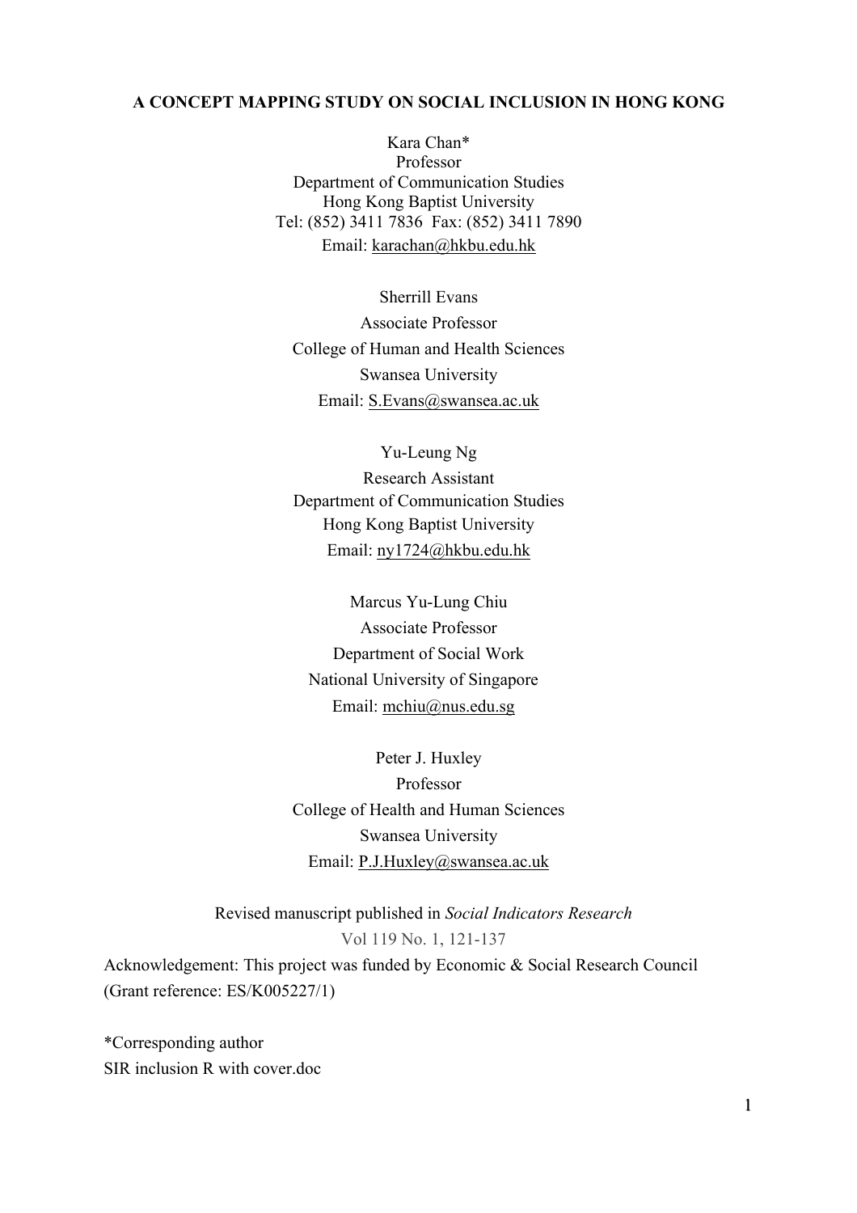# A CONCEPT MAPPING STUDY ON SOCIAL INCLUSION IN HONG KONG

Kara Chan*
Professor
Department of Communication Studies
Hong Kong Baptist University
Tel: (852) 3411 7836 Fax: (852) 3411 7890
Email: karachan@hkbu.edu.hk

Sherrill Evans
Associate Professor
College of Human and Health Sciences
Swansea University
Email: S.Evans@swansea.ac.uk

Yu-Leung Ng
Research Assistant
Department of Communication Studies
Hong Kong Baptist University
Email: ny1724@hkbu.edu.hk

Marcus Yu-Lung Chiu
Associate Professor
Department of Social Work
National University of Singapore
Email: mchiu@nus.edu.sg

Peter J. Huxley
Professor
College of Health and Human Sciences
Swansea University
Email: P.J.Huxley@swansea.ac.uk

Revised manuscript published in *Social Indicators Research*
Vol 119 No. 1, 121-137

Acknowledgement: This project was funded by Economic & Social Research Council (Grant reference: ES/K005227/1)

*Corresponding author
SIR inclusion R with cover.doc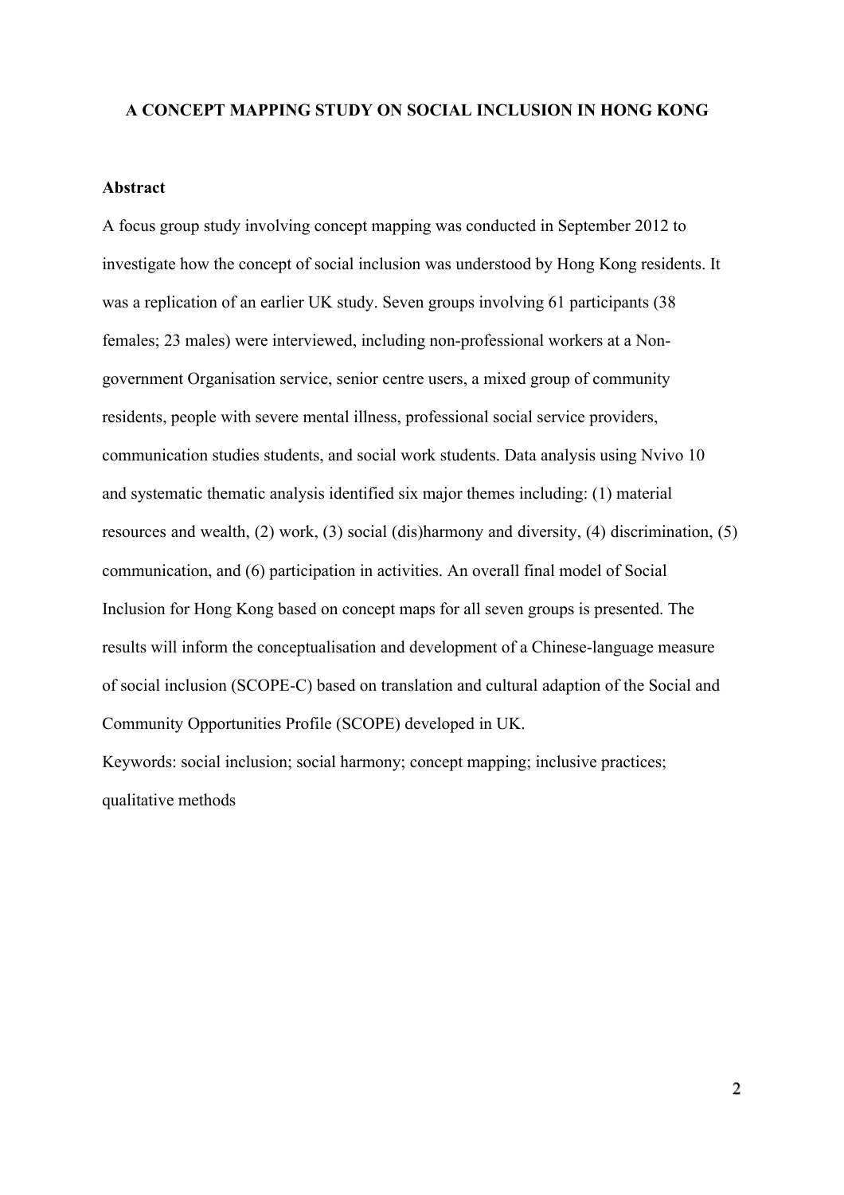# A CONCEPT MAPPING STUDY ON SOCIAL INCLUSION IN HONG KONG

## Abstract

A focus group study involving concept mapping was conducted in September 2012 to investigate how the concept of social inclusion was understood by Hong Kong residents. It was a replication of an earlier UK study. Seven groups involving 61 participants (38 females; 23 males) were interviewed, including non-professional workers at a Non-government Organisation service, senior centre users, a mixed group of community residents, people with severe mental illness, professional social service providers, communication studies students, and social work students. Data analysis using Nvivo 10 and systematic thematic analysis identified six major themes including: (1) material resources and wealth, (2) work, (3) social (dis)harmony and diversity, (4) discrimination, (5) communication, and (6) participation in activities. An overall final model of Social Inclusion for Hong Kong based on concept maps for all seven groups is presented. The results will inform the conceptualisation and development of a Chinese-language measure of social inclusion (SCOPE-C) based on translation and cultural adaption of the Social and Community Opportunities Profile (SCOPE) developed in UK.

Keywords: social inclusion; social harmony; concept mapping; inclusive practices; qualitative methods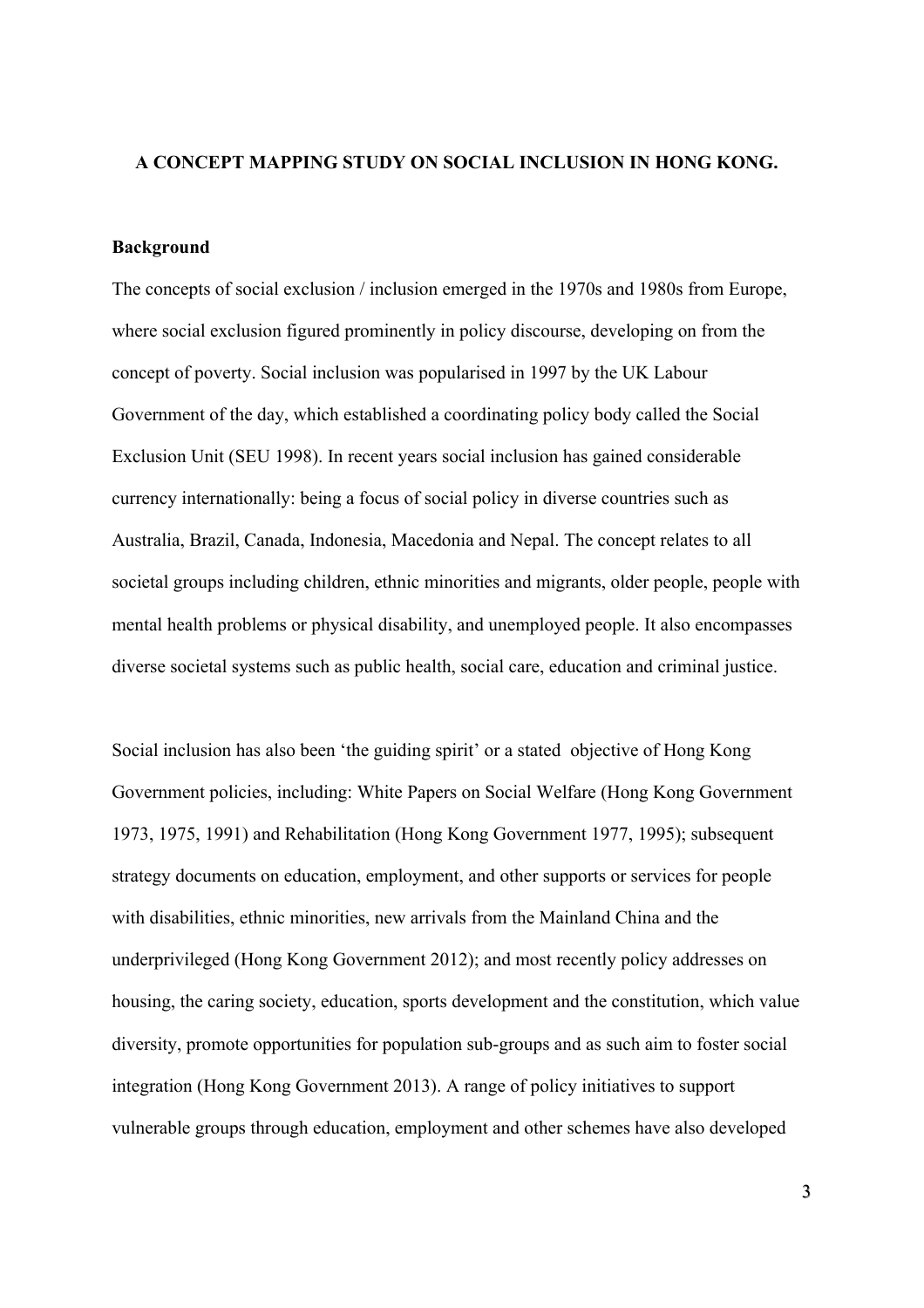**A CONCEPT MAPPING STUDY ON SOCIAL INCLUSION IN HONG KONG.**

**Background**

The concepts of social exclusion / inclusion emerged in the 1970s and 1980s from Europe, where social exclusion figured prominently in policy discourse, developing on from the concept of poverty. Social inclusion was popularised in 1997 by the UK Labour Government of the day, which established a coordinating policy body called the Social Exclusion Unit (SEU 1998). In recent years social inclusion has gained considerable currency internationally: being a focus of social policy in diverse countries such as Australia, Brazil, Canada, Indonesia, Macedonia and Nepal. The concept relates to all societal groups including children, ethnic minorities and migrants, older people, people with mental health problems or physical disability, and unemployed people. It also encompasses diverse societal systems such as public health, social care, education and criminal justice.

Social inclusion has also been 'the guiding spirit' or a stated objective of Hong Kong Government policies, including: White Papers on Social Welfare (Hong Kong Government 1973, 1975, 1991) and Rehabilitation (Hong Kong Government 1977, 1995); subsequent strategy documents on education, employment, and other supports or services for people with disabilities, ethnic minorities, new arrivals from the Mainland China and the underprivileged (Hong Kong Government 2012); and most recently policy addresses on housing, the caring society, education, sports development and the constitution, which value diversity, promote opportunities for population sub-groups and as such aim to foster social integration (Hong Kong Government 2013). A range of policy initiatives to support vulnerable groups through education, employment and other schemes have also developed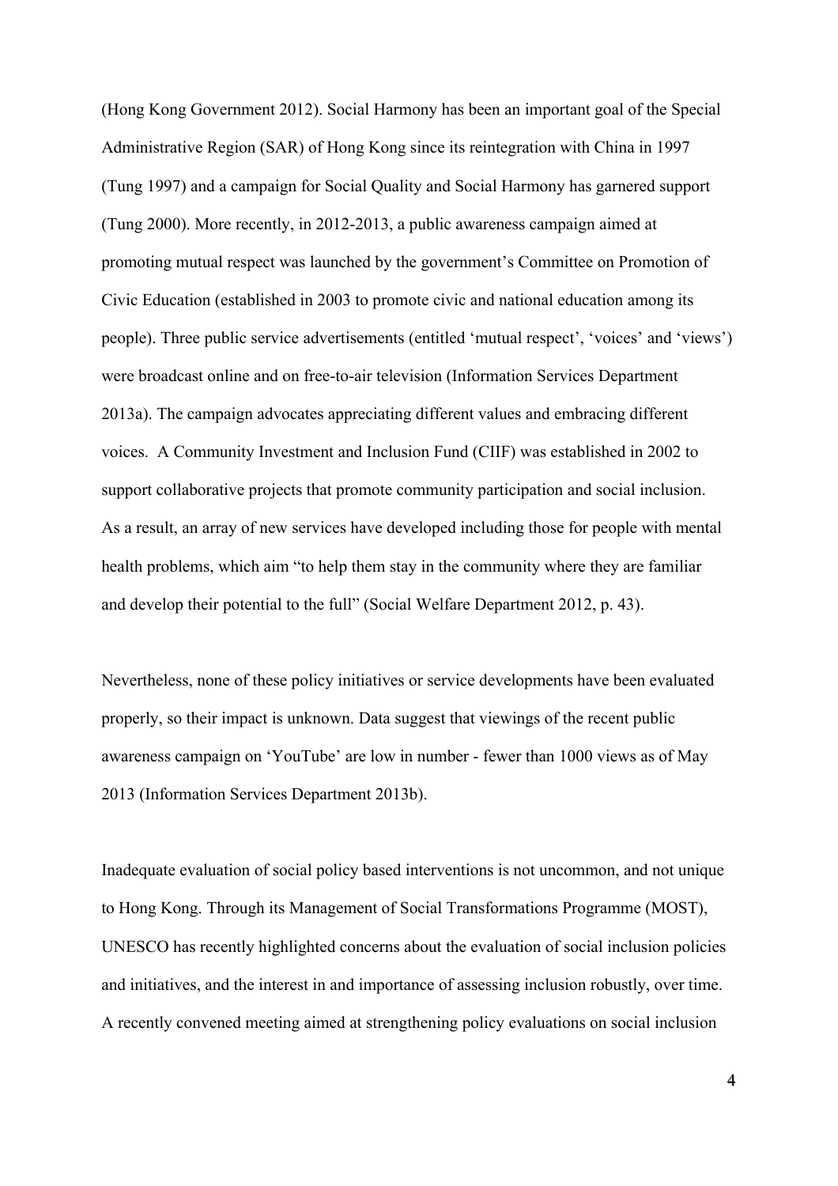(Hong Kong Government 2012). Social Harmony has been an important goal of the Special Administrative Region (SAR) of Hong Kong since its reintegration with China in 1997 (Tung 1997) and a campaign for Social Quality and Social Harmony has garnered support (Tung 2000). More recently, in 2012-2013, a public awareness campaign aimed at promoting mutual respect was launched by the government's Committee on Promotion of Civic Education (established in 2003 to promote civic and national education among its people). Three public service advertisements (entitled 'mutual respect', 'voices' and 'views') were broadcast online and on free-to-air television (Information Services Department 2013a). The campaign advocates appreciating different values and embracing different voices. A Community Investment and Inclusion Fund (CIIF) was established in 2002 to support collaborative projects that promote community participation and social inclusion. As a result, an array of new services have developed including those for people with mental health problems, which aim "to help them stay in the community where they are familiar and develop their potential to the full" (Social Welfare Department 2012, p. 43).

Nevertheless, none of these policy initiatives or service developments have been evaluated properly, so their impact is unknown. Data suggest that viewings of the recent public awareness campaign on 'YouTube' are low in number - fewer than 1000 views as of May 2013 (Information Services Department 2013b).

Inadequate evaluation of social policy based interventions is not uncommon, and not unique to Hong Kong. Through its Management of Social Transformations Programme (MOST), UNESCO has recently highlighted concerns about the evaluation of social inclusion policies and initiatives, and the interest in and importance of assessing inclusion robustly, over time. A recently convened meeting aimed at strengthening policy evaluations on social inclusion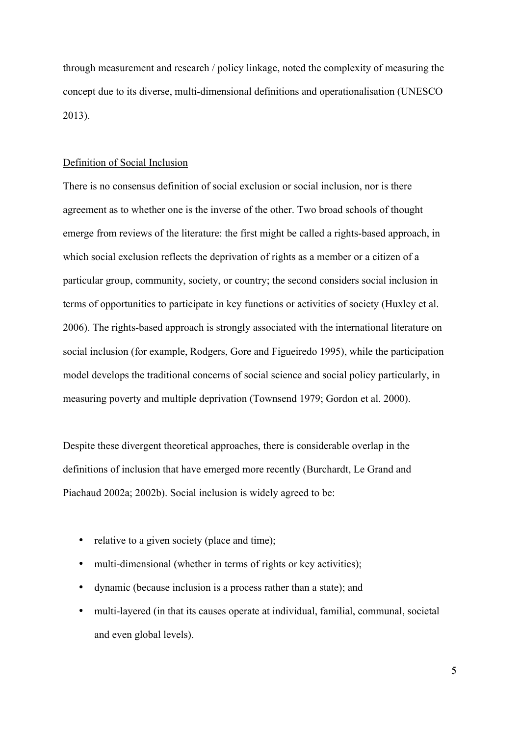through measurement and research / policy linkage, noted the complexity of measuring the concept due to its diverse, multi-dimensional definitions and operationalisation (UNESCO 2013).

Definition of Social Inclusion

There is no consensus definition of social exclusion or social inclusion, nor is there agreement as to whether one is the inverse of the other. Two broad schools of thought emerge from reviews of the literature: the first might be called a rights-based approach, in which social exclusion reflects the deprivation of rights as a member or a citizen of a particular group, community, society, or country; the second considers social inclusion in terms of opportunities to participate in key functions or activities of society (Huxley et al. 2006). The rights-based approach is strongly associated with the international literature on social inclusion (for example, Rodgers, Gore and Figueiredo 1995), while the participation model develops the traditional concerns of social science and social policy particularly, in measuring poverty and multiple deprivation (Townsend 1979; Gordon et al. 2000).

Despite these divergent theoretical approaches, there is considerable overlap in the definitions of inclusion that have emerged more recently (Burchardt, Le Grand and Piachaud 2002a; 2002b). Social inclusion is widely agreed to be:

- relative to a given society (place and time);
- multi-dimensional (whether in terms of rights or key activities);
- dynamic (because inclusion is a process rather than a state); and
- multi-layered (in that its causes operate at individual, familial, communal, societal and even global levels).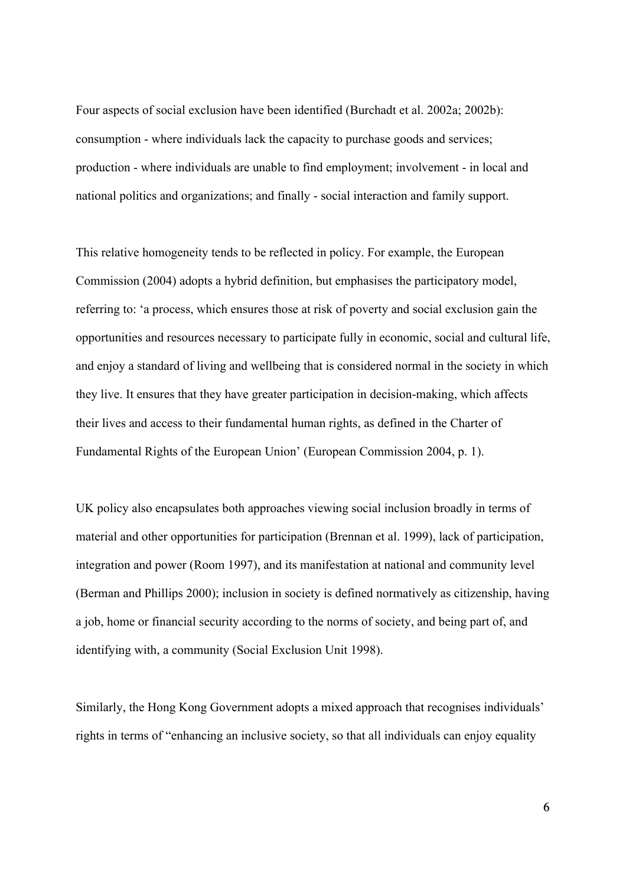Four aspects of social exclusion have been identified (Burchadt et al. 2002a; 2002b): consumption - where individuals lack the capacity to purchase goods and services; production - where individuals are unable to find employment; involvement - in local and national politics and organizations; and finally - social interaction and family support.

This relative homogeneity tends to be reflected in policy. For example, the European Commission (2004) adopts a hybrid definition, but emphasises the participatory model, referring to: 'a process, which ensures those at risk of poverty and social exclusion gain the opportunities and resources necessary to participate fully in economic, social and cultural life, and enjoy a standard of living and wellbeing that is considered normal in the society in which they live. It ensures that they have greater participation in decision-making, which affects their lives and access to their fundamental human rights, as defined in the Charter of Fundamental Rights of the European Union' (European Commission 2004, p. 1).

UK policy also encapsulates both approaches viewing social inclusion broadly in terms of material and other opportunities for participation (Brennan et al. 1999), lack of participation, integration and power (Room 1997), and its manifestation at national and community level (Berman and Phillips 2000); inclusion in society is defined normatively as citizenship, having a job, home or financial security according to the norms of society, and being part of, and identifying with, a community (Social Exclusion Unit 1998).

Similarly, the Hong Kong Government adopts a mixed approach that recognises individuals' rights in terms of "enhancing an inclusive society, so that all individuals can enjoy equality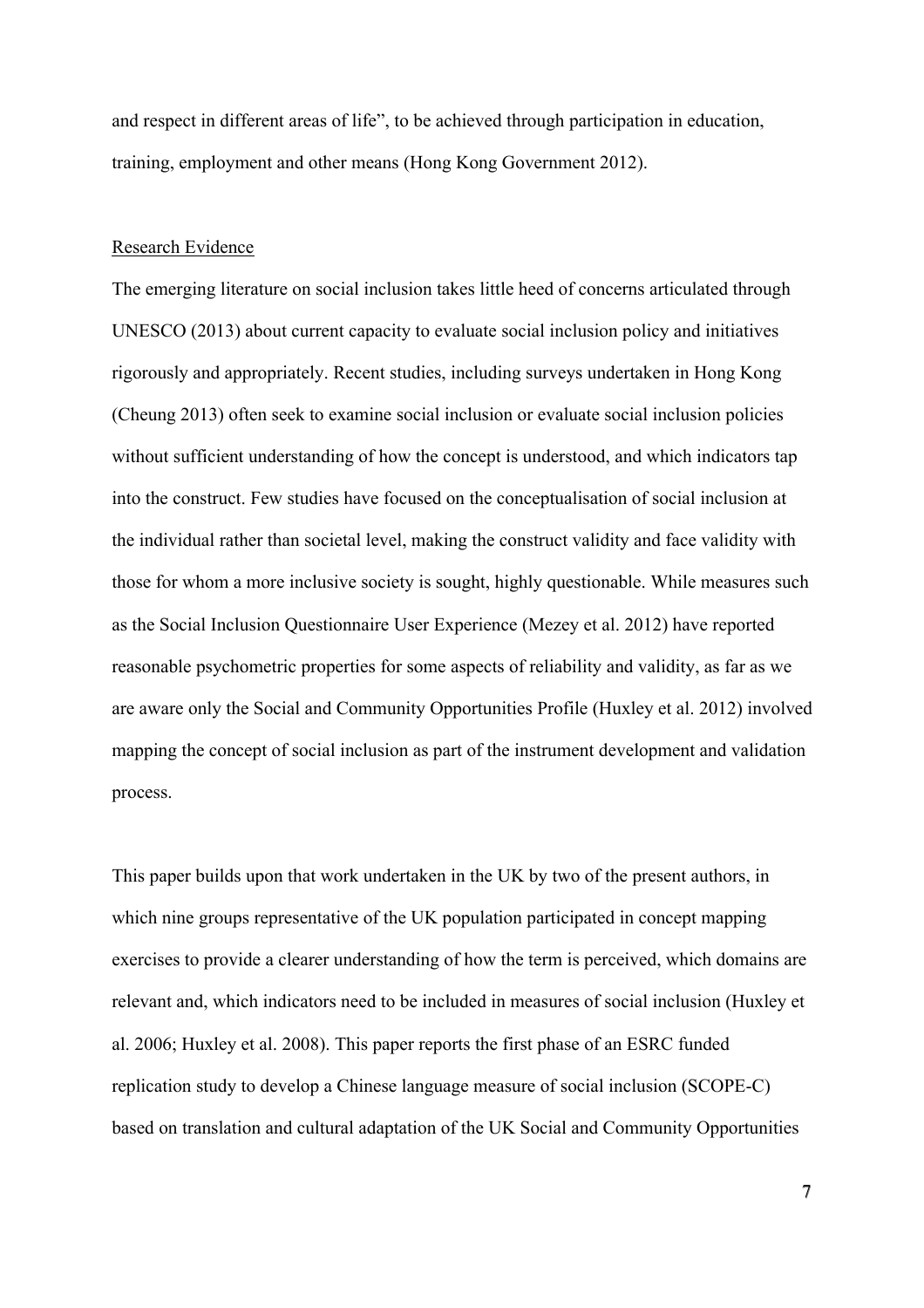and respect in different areas of life", to be achieved through participation in education, training, employment and other means (Hong Kong Government 2012).

<u>Research Evidence</u>

The emerging literature on social inclusion takes little heed of concerns articulated through UNESCO (2013) about current capacity to evaluate social inclusion policy and initiatives rigorously and appropriately. Recent studies, including surveys undertaken in Hong Kong (Cheung 2013) often seek to examine social inclusion or evaluate social inclusion policies without sufficient understanding of how the concept is understood, and which indicators tap into the construct. Few studies have focused on the conceptualisation of social inclusion at the individual rather than societal level, making the construct validity and face validity with those for whom a more inclusive society is sought, highly questionable. While measures such as the Social Inclusion Questionnaire User Experience (Mezey et al. 2012) have reported reasonable psychometric properties for some aspects of reliability and validity, as far as we are aware only the Social and Community Opportunities Profile (Huxley et al. 2012) involved mapping the concept of social inclusion as part of the instrument development and validation process.

This paper builds upon that work undertaken in the UK by two of the present authors, in which nine groups representative of the UK population participated in concept mapping exercises to provide a clearer understanding of how the term is perceived, which domains are relevant and, which indicators need to be included in measures of social inclusion (Huxley et al. 2006; Huxley et al. 2008). This paper reports the first phase of an ESRC funded replication study to develop a Chinese language measure of social inclusion (SCOPE-C) based on translation and cultural adaptation of the UK Social and Community Opportunities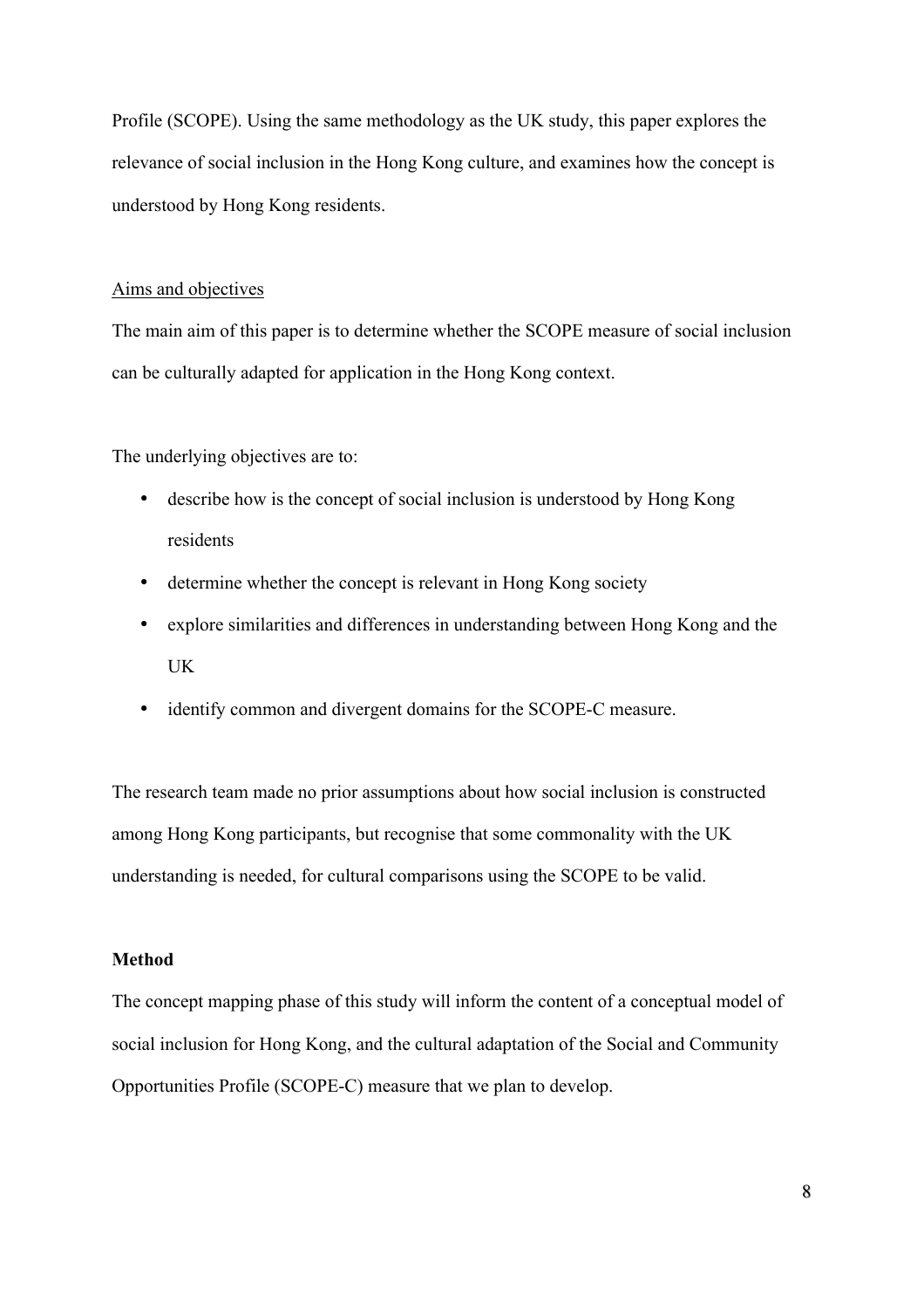Profile (SCOPE). Using the same methodology as the UK study, this paper explores the relevance of social inclusion in the Hong Kong culture, and examines how the concept is understood by Hong Kong residents.

Aims and objectives

The main aim of this paper is to determine whether the SCOPE measure of social inclusion can be culturally adapted for application in the Hong Kong context.

The underlying objectives are to:

- describe how is the concept of social inclusion is understood by Hong Kong residents
- determine whether the concept is relevant in Hong Kong society
- explore similarities and differences in understanding between Hong Kong and the UK
- identify common and divergent domains for the SCOPE-C measure.

The research team made no prior assumptions about how social inclusion is constructed among Hong Kong participants, but recognise that some commonality with the UK understanding is needed, for cultural comparisons using the SCOPE to be valid.

**Method**

The concept mapping phase of this study will inform the content of a conceptual model of social inclusion for Hong Kong, and the cultural adaptation of the Social and Community Opportunities Profile (SCOPE-C) measure that we plan to develop.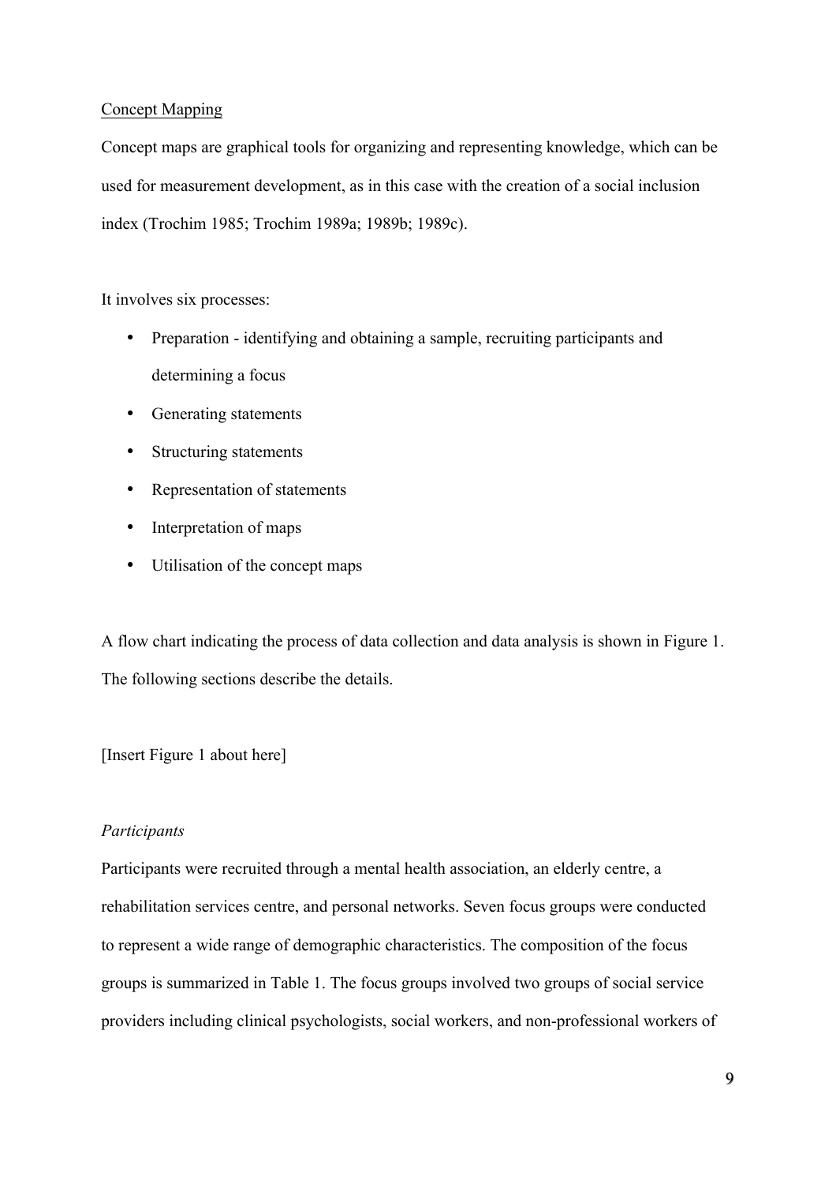Concept Mapping

Concept maps are graphical tools for organizing and representing knowledge, which can be used for measurement development, as in this case with the creation of a social inclusion index (Trochim 1985; Trochim 1989a; 1989b; 1989c).

It involves six processes:

- Preparation - identifying and obtaining a sample, recruiting participants and determining a focus
- Generating statements
- Structuring statements
- Representation of statements
- Interpretation of maps
- Utilisation of the concept maps

A flow chart indicating the process of data collection and data analysis is shown in Figure 1. The following sections describe the details.

[Insert Figure 1 about here]

*Participants*

Participants were recruited through a mental health association, an elderly centre, a rehabilitation services centre, and personal networks. Seven focus groups were conducted to represent a wide range of demographic characteristics. The composition of the focus groups is summarized in Table 1. The focus groups involved two groups of social service providers including clinical psychologists, social workers, and non-professional workers of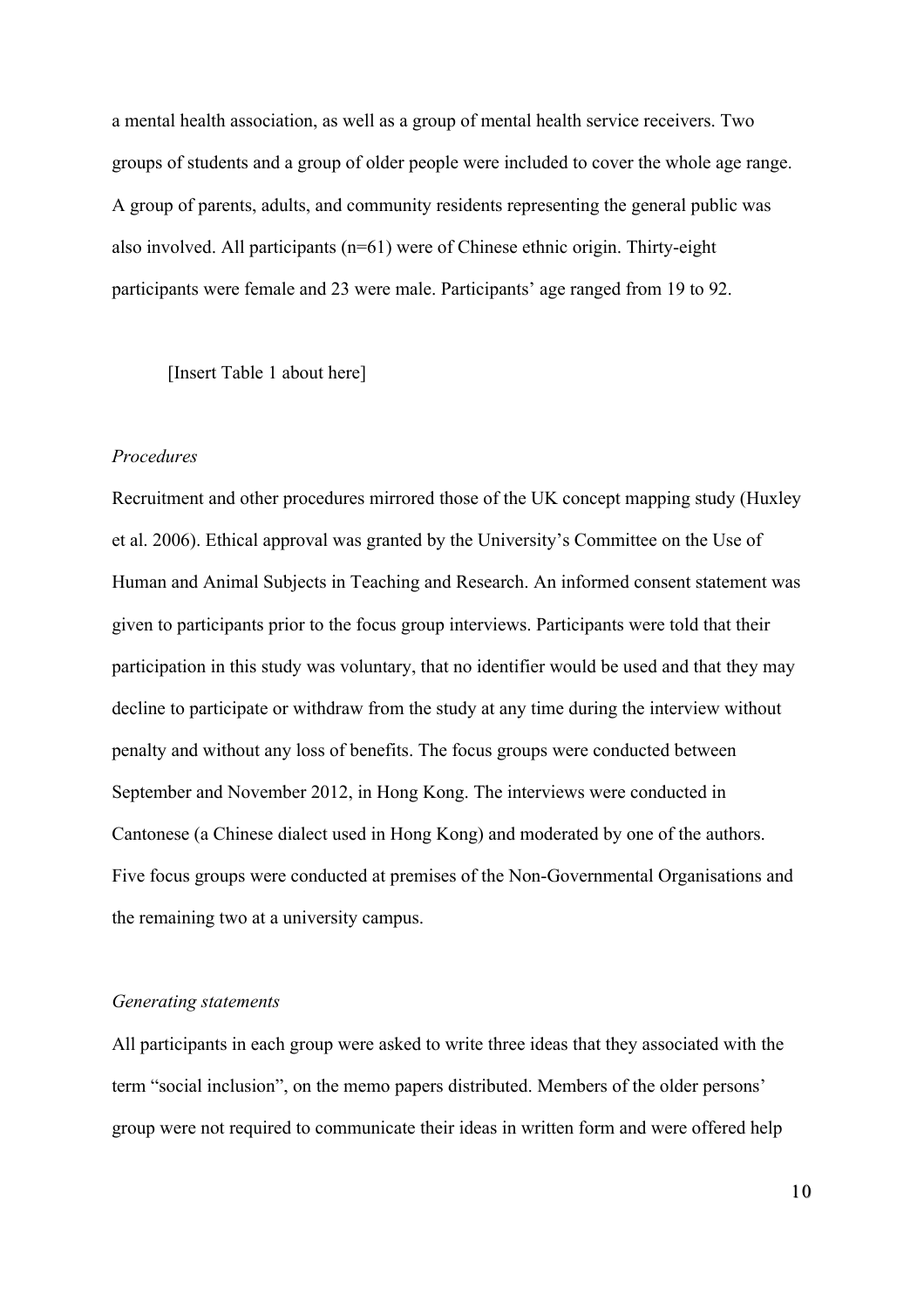a mental health association, as well as a group of mental health service receivers. Two groups of students and a group of older people were included to cover the whole age range. A group of parents, adults, and community residents representing the general public was also involved. All participants (n=61) were of Chinese ethnic origin. Thirty-eight participants were female and 23 were male. Participants' age ranged from 19 to 92.

[Insert Table 1 about here]

*Procedures*

Recruitment and other procedures mirrored those of the UK concept mapping study (Huxley et al. 2006). Ethical approval was granted by the University's Committee on the Use of Human and Animal Subjects in Teaching and Research. An informed consent statement was given to participants prior to the focus group interviews. Participants were told that their participation in this study was voluntary, that no identifier would be used and that they may decline to participate or withdraw from the study at any time during the interview without penalty and without any loss of benefits. The focus groups were conducted between September and November 2012, in Hong Kong. The interviews were conducted in Cantonese (a Chinese dialect used in Hong Kong) and moderated by one of the authors. Five focus groups were conducted at premises of the Non-Governmental Organisations and the remaining two at a university campus.

*Generating statements*

All participants in each group were asked to write three ideas that they associated with the term "social inclusion", on the memo papers distributed. Members of the older persons' group were not required to communicate their ideas in written form and were offered help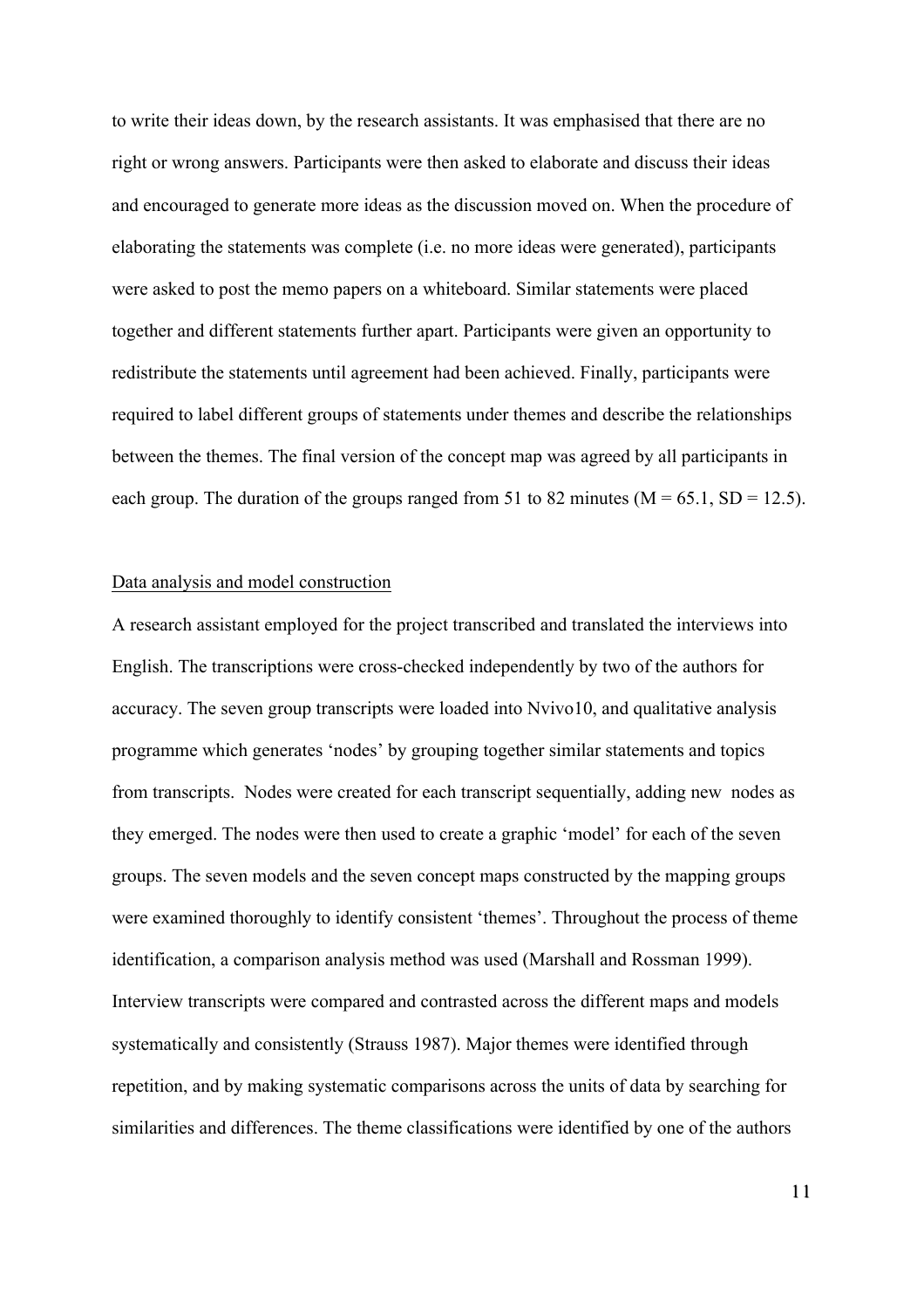to write their ideas down, by the research assistants. It was emphasised that there are no right or wrong answers. Participants were then asked to elaborate and discuss their ideas and encouraged to generate more ideas as the discussion moved on. When the procedure of elaborating the statements was complete (i.e. no more ideas were generated), participants were asked to post the memo papers on a whiteboard. Similar statements were placed together and different statements further apart. Participants were given an opportunity to redistribute the statements until agreement had been achieved. Finally, participants were required to label different groups of statements under themes and describe the relationships between the themes. The final version of the concept map was agreed by all participants in each group. The duration of the groups ranged from 51 to 82 minutes ($M = 65.1$, $SD = 12.5$).

Data analysis and model construction

A research assistant employed for the project transcribed and translated the interviews into English. The transcriptions were cross-checked independently by two of the authors for accuracy. The seven group transcripts were loaded into Nvivo10, and qualitative analysis programme which generates 'nodes' by grouping together similar statements and topics from transcripts. Nodes were created for each transcript sequentially, adding new nodes as they emerged. The nodes were then used to create a graphic 'model' for each of the seven groups. The seven models and the seven concept maps constructed by the mapping groups were examined thoroughly to identify consistent 'themes'. Throughout the process of theme identification, a comparison analysis method was used (Marshall and Rossman 1999). Interview transcripts were compared and contrasted across the different maps and models systematically and consistently (Strauss 1987). Major themes were identified through repetition, and by making systematic comparisons across the units of data by searching for similarities and differences. The theme classifications were identified by one of the authors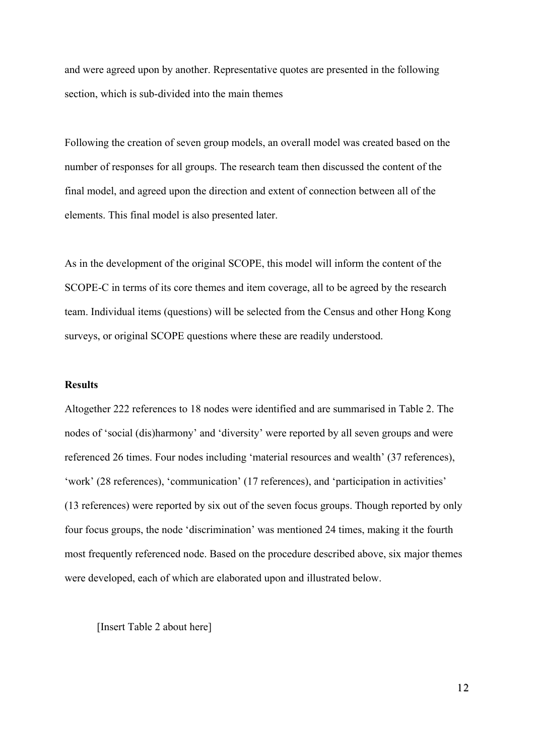and were agreed upon by another. Representative quotes are presented in the following section, which is sub-divided into the main themes

Following the creation of seven group models, an overall model was created based on the number of responses for all groups. The research team then discussed the content of the final model, and agreed upon the direction and extent of connection between all of the elements. This final model is also presented later.

As in the development of the original SCOPE, this model will inform the content of the SCOPE-C in terms of its core themes and item coverage, all to be agreed by the research team. Individual items (questions) will be selected from the Census and other Hong Kong surveys, or original SCOPE questions where these are readily understood.

**Results**

Altogether 222 references to 18 nodes were identified and are summarised in Table 2. The nodes of 'social (dis)harmony' and 'diversity' were reported by all seven groups and were referenced 26 times. Four nodes including 'material resources and wealth' (37 references), 'work' (28 references), 'communication' (17 references), and 'participation in activities' (13 references) were reported by six out of the seven focus groups. Though reported by only four focus groups, the node 'discrimination' was mentioned 24 times, making it the fourth most frequently referenced node. Based on the procedure described above, six major themes were developed, each of which are elaborated upon and illustrated below.

[Insert Table 2 about here]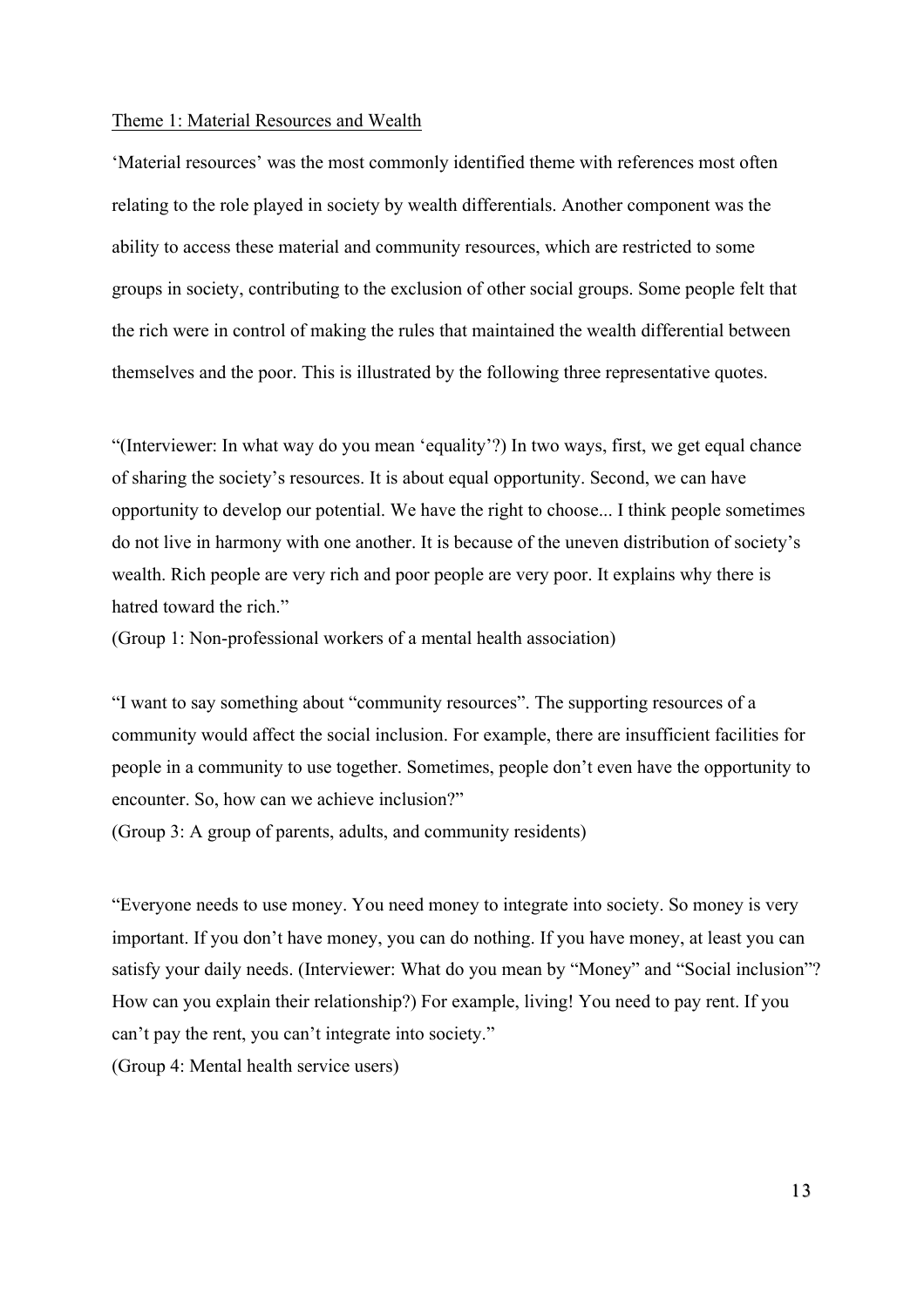Theme 1: Material Resources and Wealth

'Material resources' was the most commonly identified theme with references most often relating to the role played in society by wealth differentials. Another component was the ability to access these material and community resources, which are restricted to some groups in society, contributing to the exclusion of other social groups. Some people felt that the rich were in control of making the rules that maintained the wealth differential between themselves and the poor. This is illustrated by the following three representative quotes.

"(Interviewer: In what way do you mean 'equality'?) In two ways, first, we get equal chance of sharing the society's resources. It is about equal opportunity. Second, we can have opportunity to develop our potential. We have the right to choose... I think people sometimes do not live in harmony with one another. It is because of the uneven distribution of society's wealth. Rich people are very rich and poor people are very poor. It explains why there is hatred toward the rich."
(Group 1: Non-professional workers of a mental health association)

"I want to say something about "community resources". The supporting resources of a community would affect the social inclusion. For example, there are insufficient facilities for people in a community to use together. Sometimes, people don't even have the opportunity to encounter. So, how can we achieve inclusion?"
(Group 3: A group of parents, adults, and community residents)

"Everyone needs to use money. You need money to integrate into society. So money is very important. If you don't have money, you can do nothing. If you have money, at least you can satisfy your daily needs. (Interviewer: What do you mean by "Money" and "Social inclusion"? How can you explain their relationship?) For example, living! You need to pay rent. If you can't pay the rent, you can't integrate into society."
(Group 4: Mental health service users)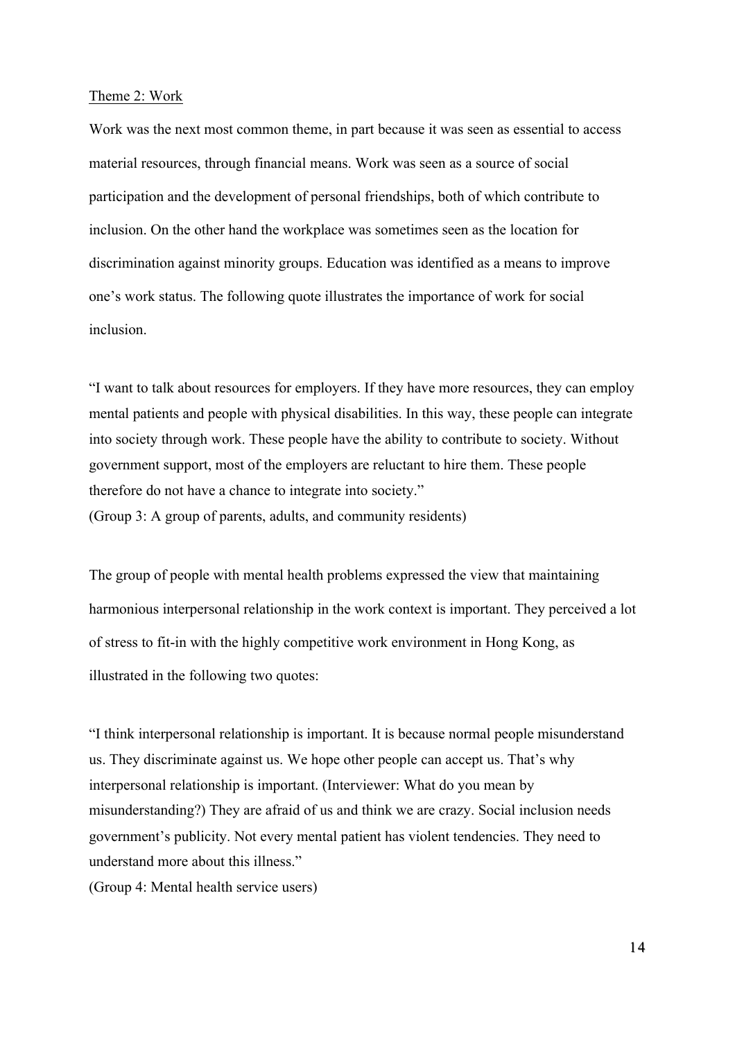Theme 2: Work

Work was the next most common theme, in part because it was seen as essential to access material resources, through financial means. Work was seen as a source of social participation and the development of personal friendships, both of which contribute to inclusion. On the other hand the workplace was sometimes seen as the location for discrimination against minority groups. Education was identified as a means to improve one's work status. The following quote illustrates the importance of work for social inclusion.

"I want to talk about resources for employers. If they have more resources, they can employ mental patients and people with physical disabilities. In this way, these people can integrate into society through work. These people have the ability to contribute to society. Without government support, most of the employers are reluctant to hire them. These people therefore do not have a chance to integrate into society."
(Group 3: A group of parents, adults, and community residents)

The group of people with mental health problems expressed the view that maintaining harmonious interpersonal relationship in the work context is important. They perceived a lot of stress to fit-in with the highly competitive work environment in Hong Kong, as illustrated in the following two quotes:

"I think interpersonal relationship is important. It is because normal people misunderstand us. They discriminate against us. We hope other people can accept us. That's why interpersonal relationship is important. (Interviewer: What do you mean by misunderstanding?) They are afraid of us and think we are crazy. Social inclusion needs government's publicity. Not every mental patient has violent tendencies. They need to understand more about this illness."
(Group 4: Mental health service users)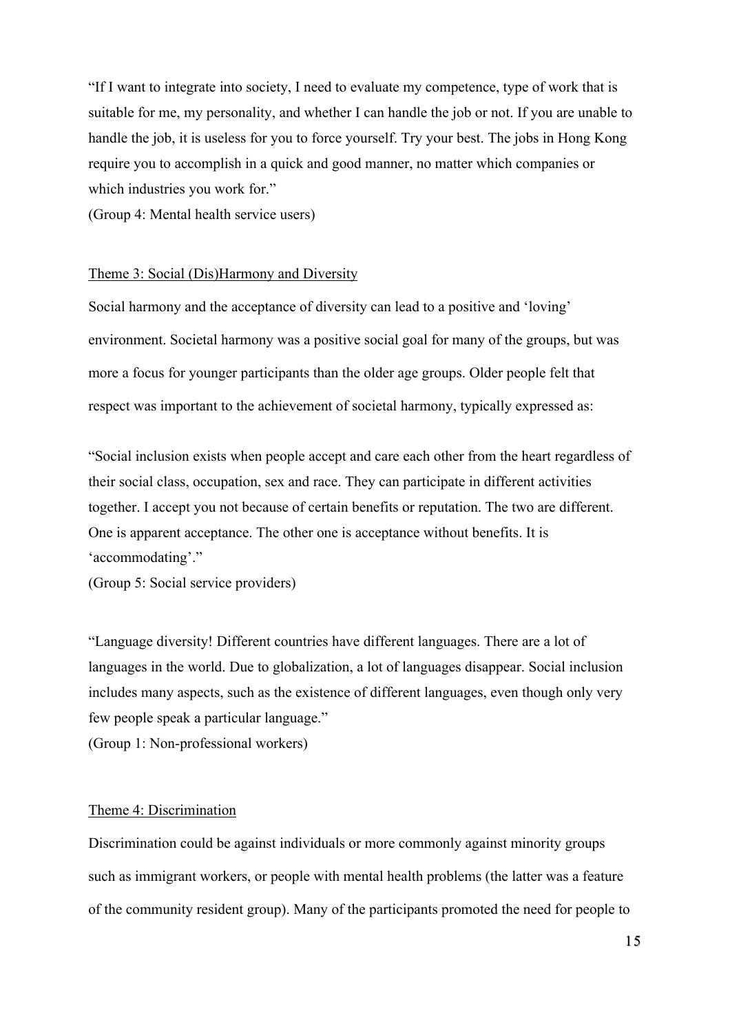"If I want to integrate into society, I need to evaluate my competence, type of work that is suitable for me, my personality, and whether I can handle the job or not. If you are unable to handle the job, it is useless for you to force yourself. Try your best. The jobs in Hong Kong require you to accomplish in a quick and good manner, no matter which companies or which industries you work for."
(Group 4: Mental health service users)

### Theme 3: Social (Dis)Harmony and Diversity

Social harmony and the acceptance of diversity can lead to a positive and 'loving' environment. Societal harmony was a positive social goal for many of the groups, but was more a focus for younger participants than the older age groups. Older people felt that respect was important to the achievement of societal harmony, typically expressed as:

"Social inclusion exists when people accept and care each other from the heart regardless of their social class, occupation, sex and race. They can participate in different activities together. I accept you not because of certain benefits or reputation. The two are different. One is apparent acceptance. The other one is acceptance without benefits. It is 'accommodating'."
(Group 5: Social service providers)

"Language diversity! Different countries have different languages. There are a lot of languages in the world. Due to globalization, a lot of languages disappear. Social inclusion includes many aspects, such as the existence of different languages, even though only very few people speak a particular language."
(Group 1: Non-professional workers)

### Theme 4: Discrimination

Discrimination could be against individuals or more commonly against minority groups such as immigrant workers, or people with mental health problems (the latter was a feature of the community resident group). Many of the participants promoted the need for people to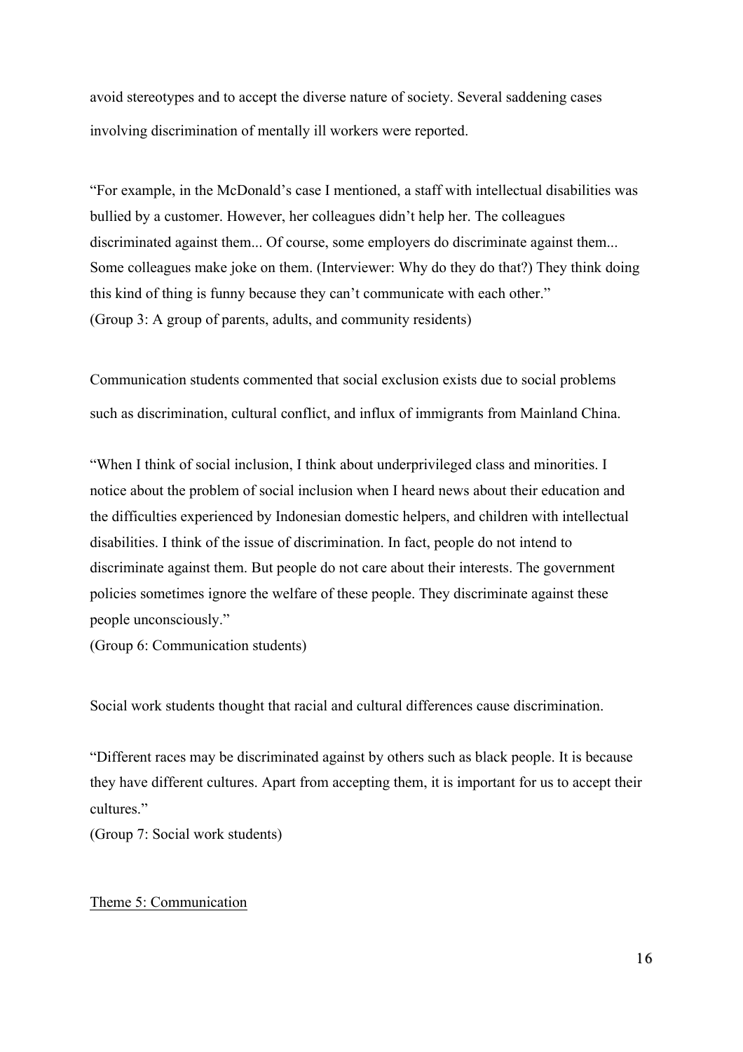avoid stereotypes and to accept the diverse nature of society. Several saddening cases involving discrimination of mentally ill workers were reported.

"For example, in the McDonald's case I mentioned, a staff with intellectual disabilities was bullied by a customer. However, her colleagues didn't help her. The colleagues discriminated against them... Of course, some employers do discriminate against them... Some colleagues make joke on them. (Interviewer: Why do they do that?) They think doing this kind of thing is funny because they can't communicate with each other."
(Group 3: A group of parents, adults, and community residents)

Communication students commented that social exclusion exists due to social problems such as discrimination, cultural conflict, and influx of immigrants from Mainland China.

"When I think of social inclusion, I think about underprivileged class and minorities. I notice about the problem of social inclusion when I heard news about their education and the difficulties experienced by Indonesian domestic helpers, and children with intellectual disabilities. I think of the issue of discrimination. In fact, people do not intend to discriminate against them. But people do not care about their interests. The government policies sometimes ignore the welfare of these people. They discriminate against these people unconsciously."
(Group 6: Communication students)

Social work students thought that racial and cultural differences cause discrimination.

"Different races may be discriminated against by others such as black people. It is because they have different cultures. Apart from accepting them, it is important for us to accept their cultures."
(Group 7: Social work students)

<u>Theme 5: Communication</u>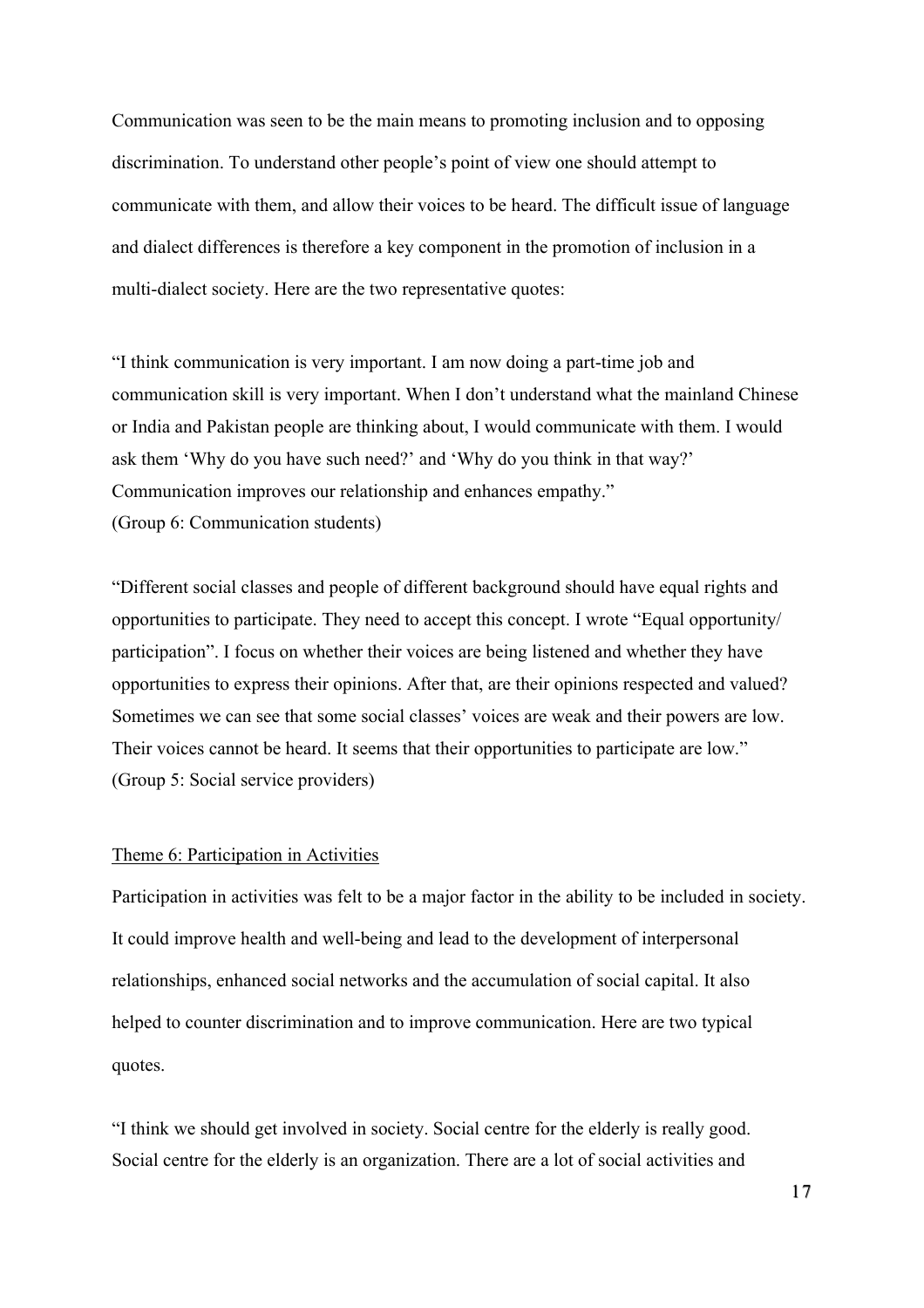Communication was seen to be the main means to promoting inclusion and to opposing discrimination. To understand other people's point of view one should attempt to communicate with them, and allow their voices to be heard. The difficult issue of language and dialect differences is therefore a key component in the promotion of inclusion in a multi-dialect society. Here are the two representative quotes:

"I think communication is very important. I am now doing a part-time job and communication skill is very important. When I don't understand what the mainland Chinese or India and Pakistan people are thinking about, I would communicate with them. I would ask them 'Why do you have such need?' and 'Why do you think in that way?' Communication improves our relationship and enhances empathy."
(Group 6: Communication students)

"Different social classes and people of different background should have equal rights and opportunities to participate. They need to accept this concept. I wrote "Equal opportunity/ participation". I focus on whether their voices are being listened and whether they have opportunities to express their opinions. After that, are their opinions respected and valued? Sometimes we can see that some social classes' voices are weak and their powers are low. Their voices cannot be heard. It seems that their opportunities to participate are low."
(Group 5: Social service providers)

<u>Theme 6: Participation in Activities</u>

Participation in activities was felt to be a major factor in the ability to be included in society. It could improve health and well-being and lead to the development of interpersonal relationships, enhanced social networks and the accumulation of social capital. It also helped to counter discrimination and to improve communication. Here are two typical quotes.

"I think we should get involved in society. Social centre for the elderly is really good. Social centre for the elderly is an organization. There are a lot of social activities and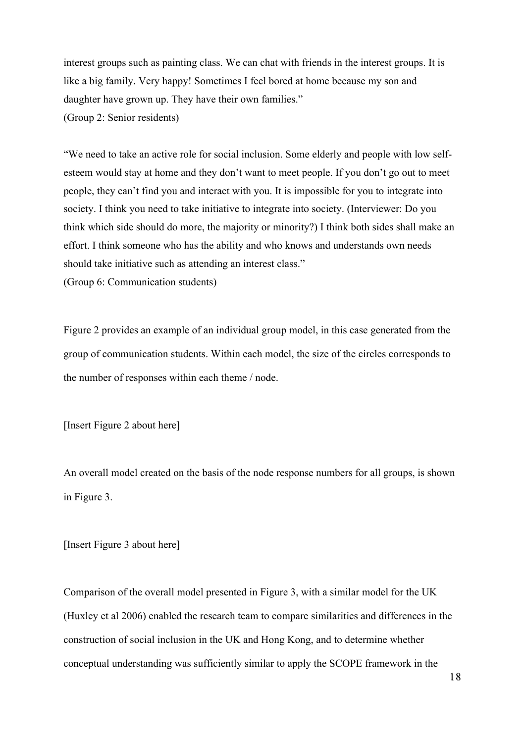interest groups such as painting class. We can chat with friends in the interest groups. It is like a big family. Very happy! Sometimes I feel bored at home because my son and daughter have grown up. They have their own families."
(Group 2: Senior residents)

"We need to take an active role for social inclusion. Some elderly and people with low self-esteem would stay at home and they don't want to meet people. If you don't go out to meet people, they can't find you and interact with you. It is impossible for you to integrate into society. I think you need to take initiative to integrate into society. (Interviewer: Do you think which side should do more, the majority or minority?) I think both sides shall make an effort. I think someone who has the ability and who knows and understands own needs should take initiative such as attending an interest class."
(Group 6: Communication students)

Figure 2 provides an example of an individual group model, in this case generated from the group of communication students. Within each model, the size of the circles corresponds to the number of responses within each theme / node.

[Insert Figure 2 about here]

An overall model created on the basis of the node response numbers for all groups, is shown in Figure 3.

[Insert Figure 3 about here]

Comparison of the overall model presented in Figure 3, with a similar model for the UK (Huxley et al 2006) enabled the research team to compare similarities and differences in the construction of social inclusion in the UK and Hong Kong, and to determine whether conceptual understanding was sufficiently similar to apply the SCOPE framework in the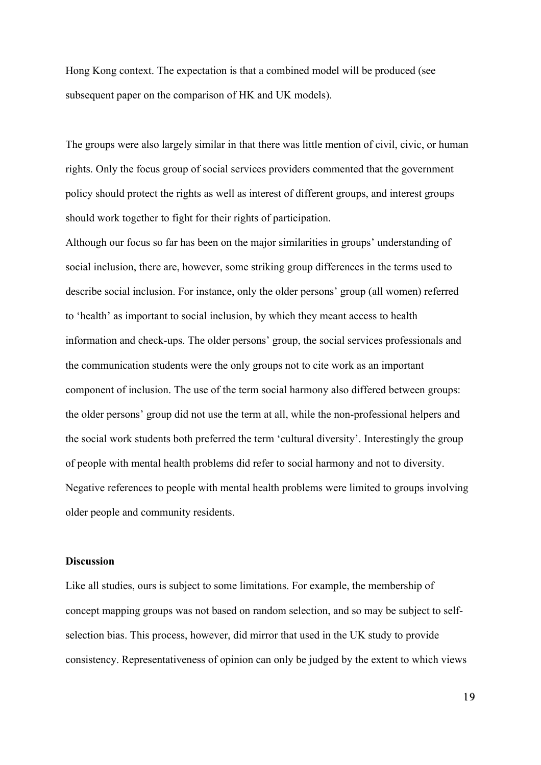Hong Kong context. The expectation is that a combined model will be produced (see subsequent paper on the comparison of HK and UK models).

The groups were also largely similar in that there was little mention of civil, civic, or human rights. Only the focus group of social services providers commented that the government policy should protect the rights as well as interest of different groups, and interest groups should work together to fight for their rights of participation.

Although our focus so far has been on the major similarities in groups' understanding of social inclusion, there are, however, some striking group differences in the terms used to describe social inclusion. For instance, only the older persons' group (all women) referred to 'health' as important to social inclusion, by which they meant access to health information and check-ups. The older persons' group, the social services professionals and the communication students were the only groups not to cite work as an important component of inclusion. The use of the term social harmony also differed between groups: the older persons' group did not use the term at all, while the non-professional helpers and the social work students both preferred the term 'cultural diversity'. Interestingly the group of people with mental health problems did refer to social harmony and not to diversity. Negative references to people with mental health problems were limited to groups involving older people and community residents.

### Discussion

Like all studies, ours is subject to some limitations. For example, the membership of concept mapping groups was not based on random selection, and so may be subject to self-selection bias. This process, however, did mirror that used in the UK study to provide consistency. Representativeness of opinion can only be judged by the extent to which views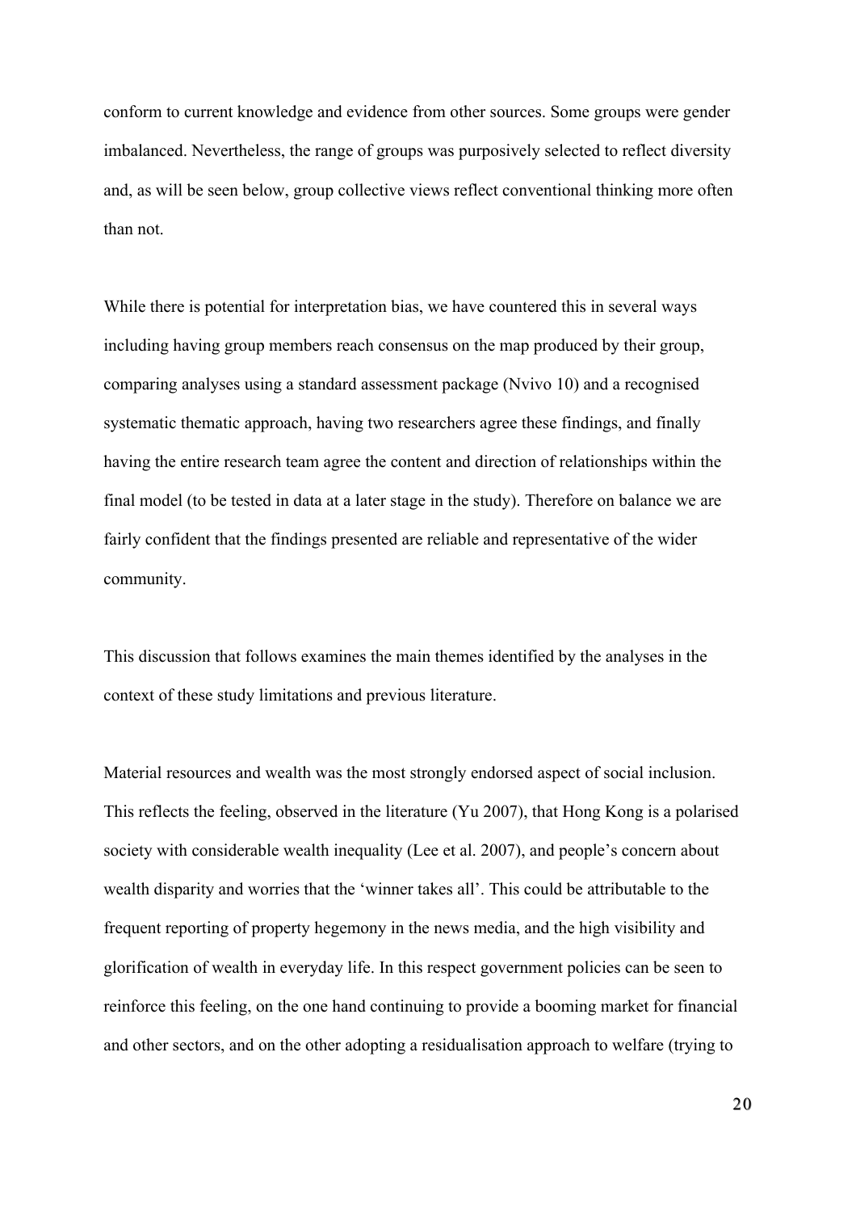conform to current knowledge and evidence from other sources. Some groups were gender imbalanced. Nevertheless, the range of groups was purposively selected to reflect diversity and, as will be seen below, group collective views reflect conventional thinking more often than not.

While there is potential for interpretation bias, we have countered this in several ways including having group members reach consensus on the map produced by their group, comparing analyses using a standard assessment package (Nvivo 10) and a recognised systematic thematic approach, having two researchers agree these findings, and finally having the entire research team agree the content and direction of relationships within the final model (to be tested in data at a later stage in the study). Therefore on balance we are fairly confident that the findings presented are reliable and representative of the wider community.

This discussion that follows examines the main themes identified by the analyses in the context of these study limitations and previous literature.

Material resources and wealth was the most strongly endorsed aspect of social inclusion. This reflects the feeling, observed in the literature (Yu 2007), that Hong Kong is a polarised society with considerable wealth inequality (Lee et al. 2007), and people's concern about wealth disparity and worries that the 'winner takes all'. This could be attributable to the frequent reporting of property hegemony in the news media, and the high visibility and glorification of wealth in everyday life. In this respect government policies can be seen to reinforce this feeling, on the one hand continuing to provide a booming market for financial and other sectors, and on the other adopting a residualisation approach to welfare (trying to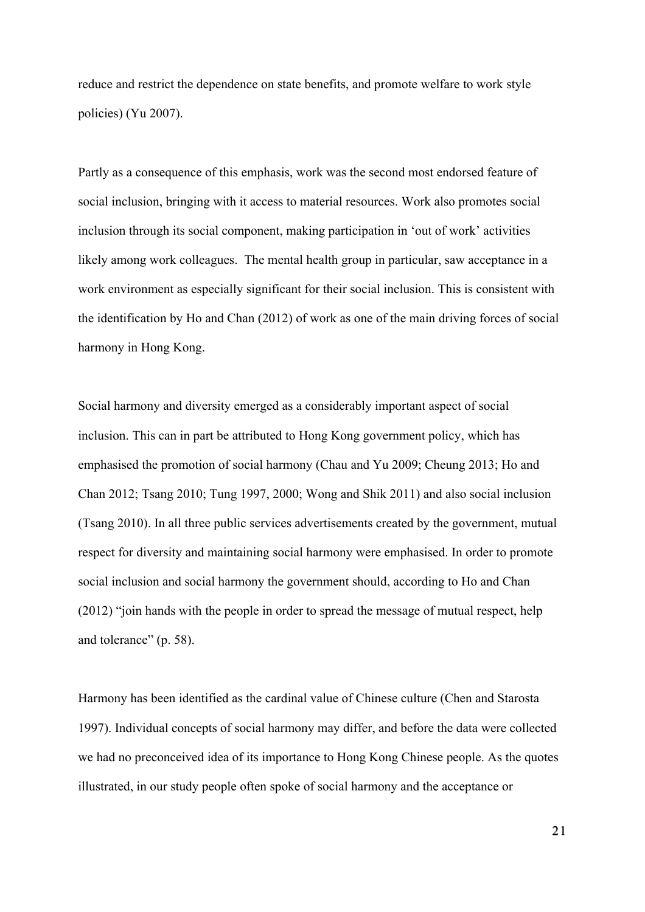reduce and restrict the dependence on state benefits, and promote welfare to work style policies) (Yu 2007).

Partly as a consequence of this emphasis, work was the second most endorsed feature of social inclusion, bringing with it access to material resources. Work also promotes social inclusion through its social component, making participation in 'out of work' activities likely among work colleagues. The mental health group in particular, saw acceptance in a work environment as especially significant for their social inclusion. This is consistent with the identification by Ho and Chan (2012) of work as one of the main driving forces of social harmony in Hong Kong.

Social harmony and diversity emerged as a considerably important aspect of social inclusion. This can in part be attributed to Hong Kong government policy, which has emphasised the promotion of social harmony (Chau and Yu 2009; Cheung 2013; Ho and Chan 2012; Tsang 2010; Tung 1997, 2000; Wong and Shik 2011) and also social inclusion (Tsang 2010). In all three public services advertisements created by the government, mutual respect for diversity and maintaining social harmony were emphasised. In order to promote social inclusion and social harmony the government should, according to Ho and Chan (2012) "join hands with the people in order to spread the message of mutual respect, help and tolerance" (p. 58).

Harmony has been identified as the cardinal value of Chinese culture (Chen and Starosta 1997). Individual concepts of social harmony may differ, and before the data were collected we had no preconceived idea of its importance to Hong Kong Chinese people. As the quotes illustrated, in our study people often spoke of social harmony and the acceptance or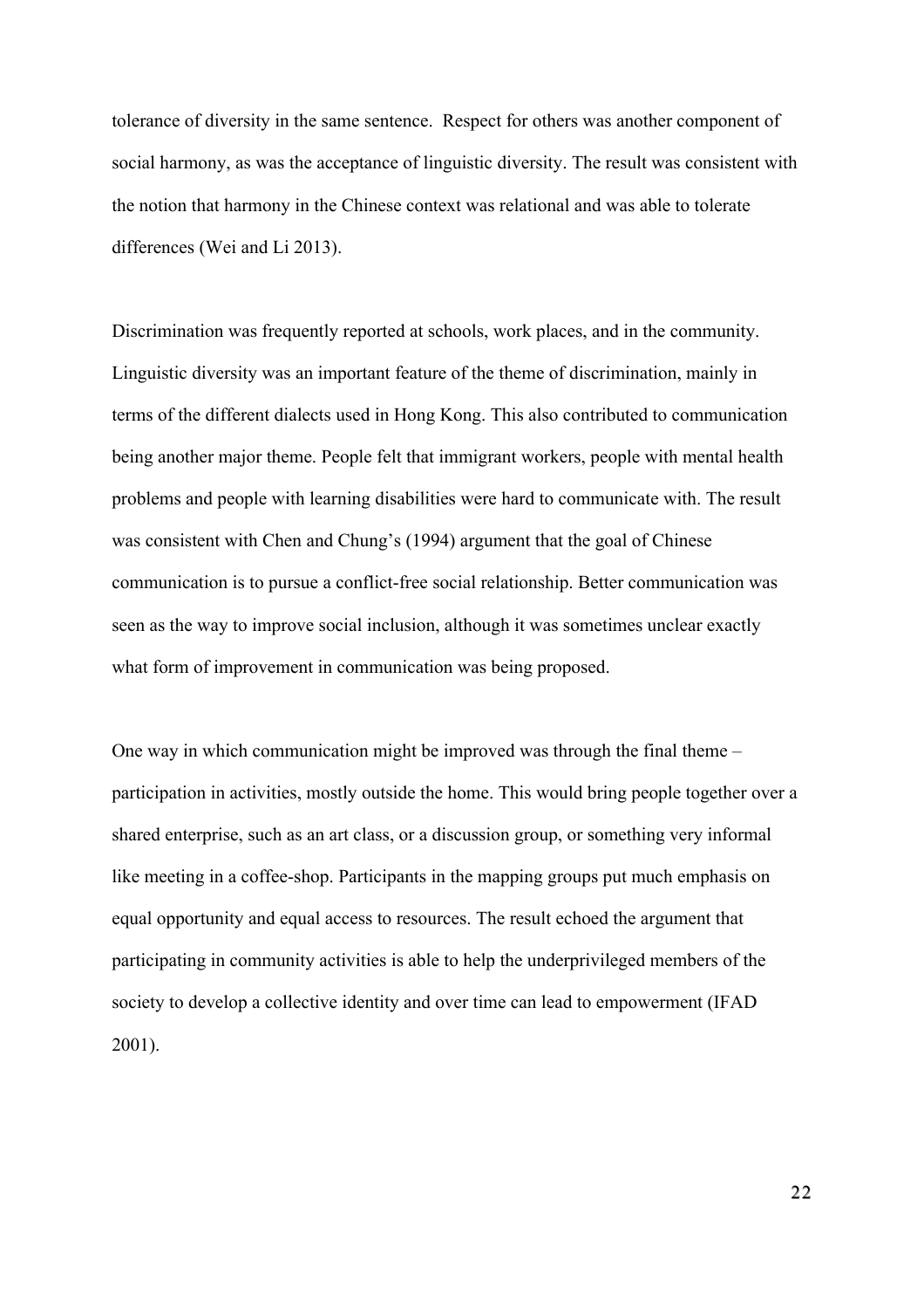tolerance of diversity in the same sentence.  Respect for others was another component of social harmony, as was the acceptance of linguistic diversity. The result was consistent with the notion that harmony in the Chinese context was relational and was able to tolerate differences (Wei and Li 2013).

Discrimination was frequently reported at schools, work places, and in the community. Linguistic diversity was an important feature of the theme of discrimination, mainly in terms of the different dialects used in Hong Kong. This also contributed to communication being another major theme. People felt that immigrant workers, people with mental health problems and people with learning disabilities were hard to communicate with. The result was consistent with Chen and Chung's (1994) argument that the goal of Chinese communication is to pursue a conflict-free social relationship. Better communication was seen as the way to improve social inclusion, although it was sometimes unclear exactly what form of improvement in communication was being proposed.

One way in which communication might be improved was through the final theme – participation in activities, mostly outside the home. This would bring people together over a shared enterprise, such as an art class, or a discussion group, or something very informal like meeting in a coffee-shop. Participants in the mapping groups put much emphasis on equal opportunity and equal access to resources. The result echoed the argument that participating in community activities is able to help the underprivileged members of the society to develop a collective identity and over time can lead to empowerment (IFAD 2001).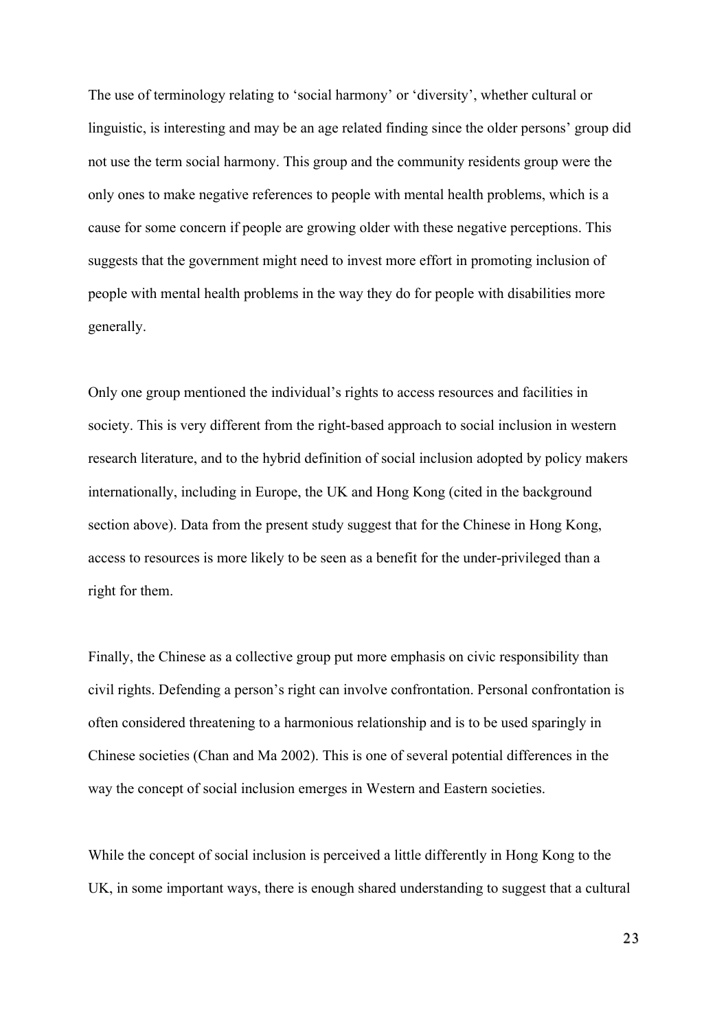The use of terminology relating to 'social harmony' or 'diversity', whether cultural or linguistic, is interesting and may be an age related finding since the older persons' group did not use the term social harmony. This group and the community residents group were the only ones to make negative references to people with mental health problems, which is a cause for some concern if people are growing older with these negative perceptions. This suggests that the government might need to invest more effort in promoting inclusion of people with mental health problems in the way they do for people with disabilities more generally.

Only one group mentioned the individual's rights to access resources and facilities in society. This is very different from the right-based approach to social inclusion in western research literature, and to the hybrid definition of social inclusion adopted by policy makers internationally, including in Europe, the UK and Hong Kong (cited in the background section above). Data from the present study suggest that for the Chinese in Hong Kong, access to resources is more likely to be seen as a benefit for the under-privileged than a right for them.

Finally, the Chinese as a collective group put more emphasis on civic responsibility than civil rights. Defending a person's right can involve confrontation. Personal confrontation is often considered threatening to a harmonious relationship and is to be used sparingly in Chinese societies (Chan and Ma 2002). This is one of several potential differences in the way the concept of social inclusion emerges in Western and Eastern societies.

While the concept of social inclusion is perceived a little differently in Hong Kong to the UK, in some important ways, there is enough shared understanding to suggest that a cultural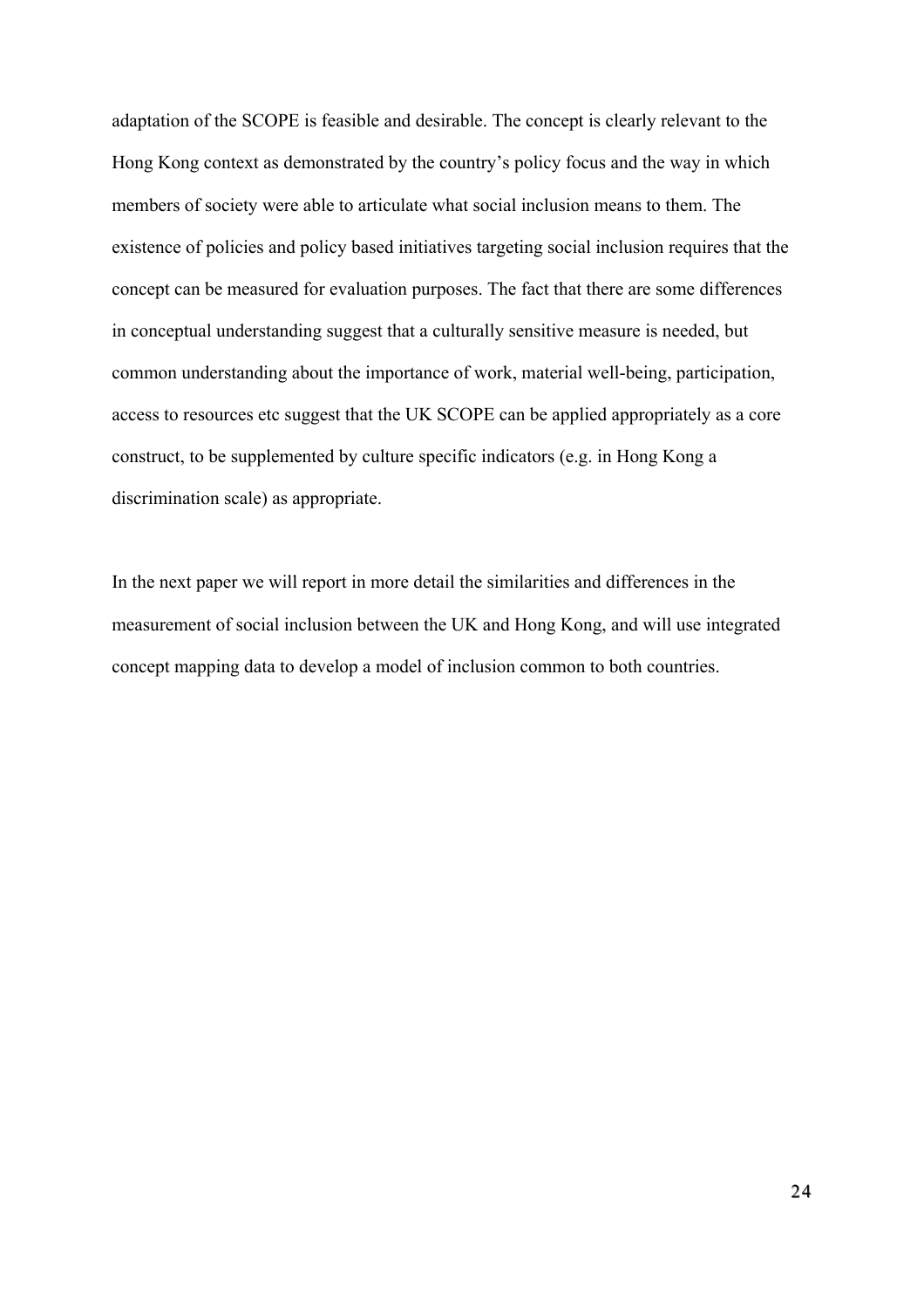adaptation of the SCOPE is feasible and desirable. The concept is clearly relevant to the Hong Kong context as demonstrated by the country's policy focus and the way in which members of society were able to articulate what social inclusion means to them. The existence of policies and policy based initiatives targeting social inclusion requires that the concept can be measured for evaluation purposes. The fact that there are some differences in conceptual understanding suggest that a culturally sensitive measure is needed, but common understanding about the importance of work, material well-being, participation, access to resources etc suggest that the UK SCOPE can be applied appropriately as a core construct, to be supplemented by culture specific indicators (e.g. in Hong Kong a discrimination scale) as appropriate.

In the next paper we will report in more detail the similarities and differences in the measurement of social inclusion between the UK and Hong Kong, and will use integrated concept mapping data to develop a model of inclusion common to both countries.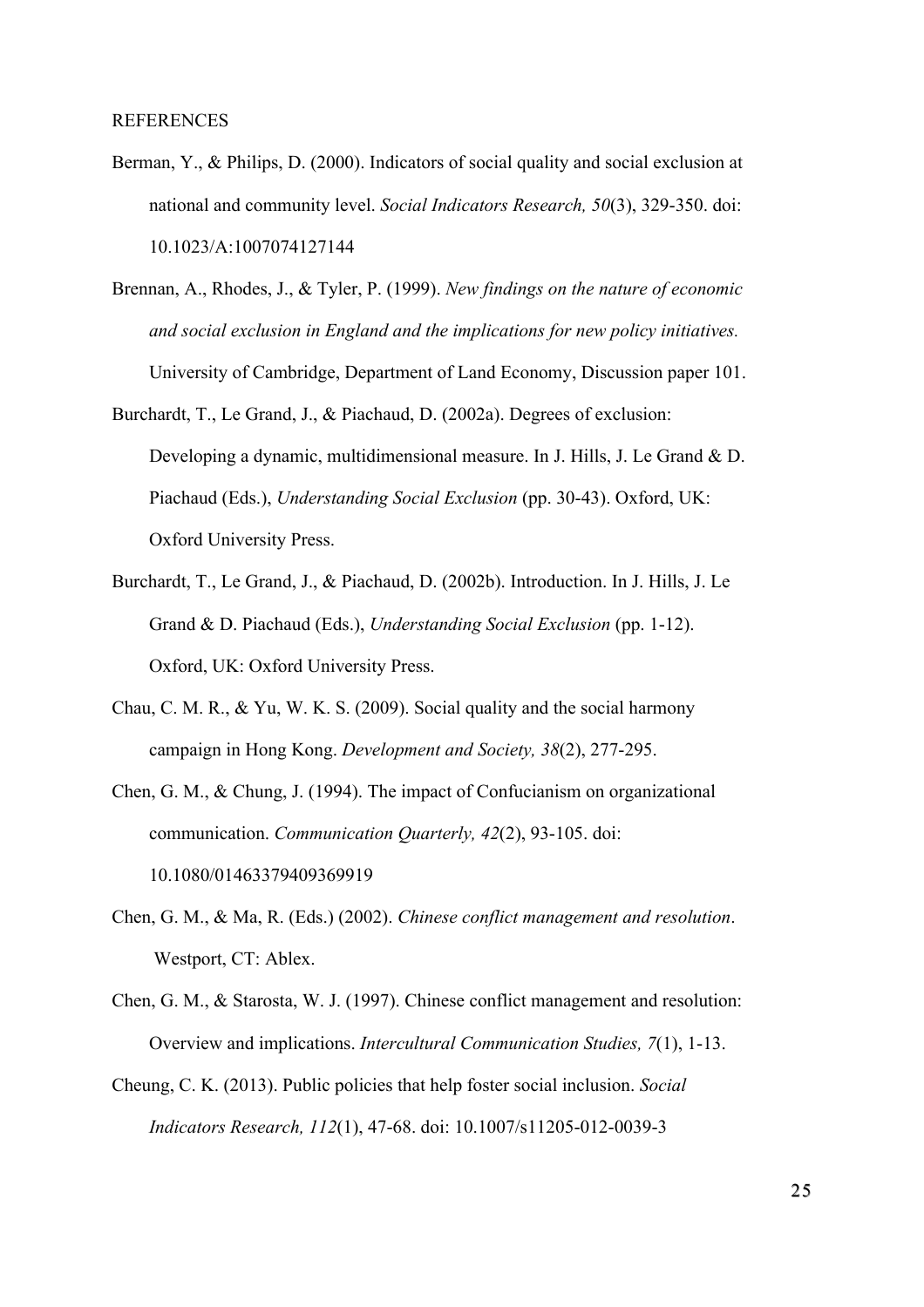REFERENCES

Berman, Y., & Philips, D. (2000). Indicators of social quality and social exclusion at national and community level. *Social Indicators Research, 50*(3), 329-350. doi: 10.1023/A:1007074127144

Brennan, A., Rhodes, J., & Tyler, P. (1999). *New findings on the nature of economic and social exclusion in England and the implications for new policy initiatives.* University of Cambridge, Department of Land Economy, Discussion paper 101.

Burchardt, T., Le Grand, J., & Piachaud, D. (2002a). Degrees of exclusion: Developing a dynamic, multidimensional measure. In J. Hills, J. Le Grand & D. Piachaud (Eds.), *Understanding Social Exclusion* (pp. 30-43). Oxford, UK: Oxford University Press.

Burchardt, T., Le Grand, J., & Piachaud, D. (2002b). Introduction. In J. Hills, J. Le Grand & D. Piachaud (Eds.), *Understanding Social Exclusion* (pp. 1-12). Oxford, UK: Oxford University Press.

Chau, C. M. R., & Yu, W. K. S. (2009). Social quality and the social harmony campaign in Hong Kong. *Development and Society, 38*(2), 277-295.

Chen, G. M., & Chung, J. (1994). The impact of Confucianism on organizational communication. *Communication Quarterly, 42*(2), 93-105. doi: 10.1080/01463379409369919

Chen, G. M., & Ma, R. (Eds.) (2002). *Chinese conflict management and resolution*. Westport, CT: Ablex.

Chen, G. M., & Starosta, W. J. (1997). Chinese conflict management and resolution: Overview and implications. *Intercultural Communication Studies, 7*(1), 1-13.

Cheung, C. K. (2013). Public policies that help foster social inclusion. *Social Indicators Research, 112*(1), 47-68. doi: 10.1007/s11205-012-0039-3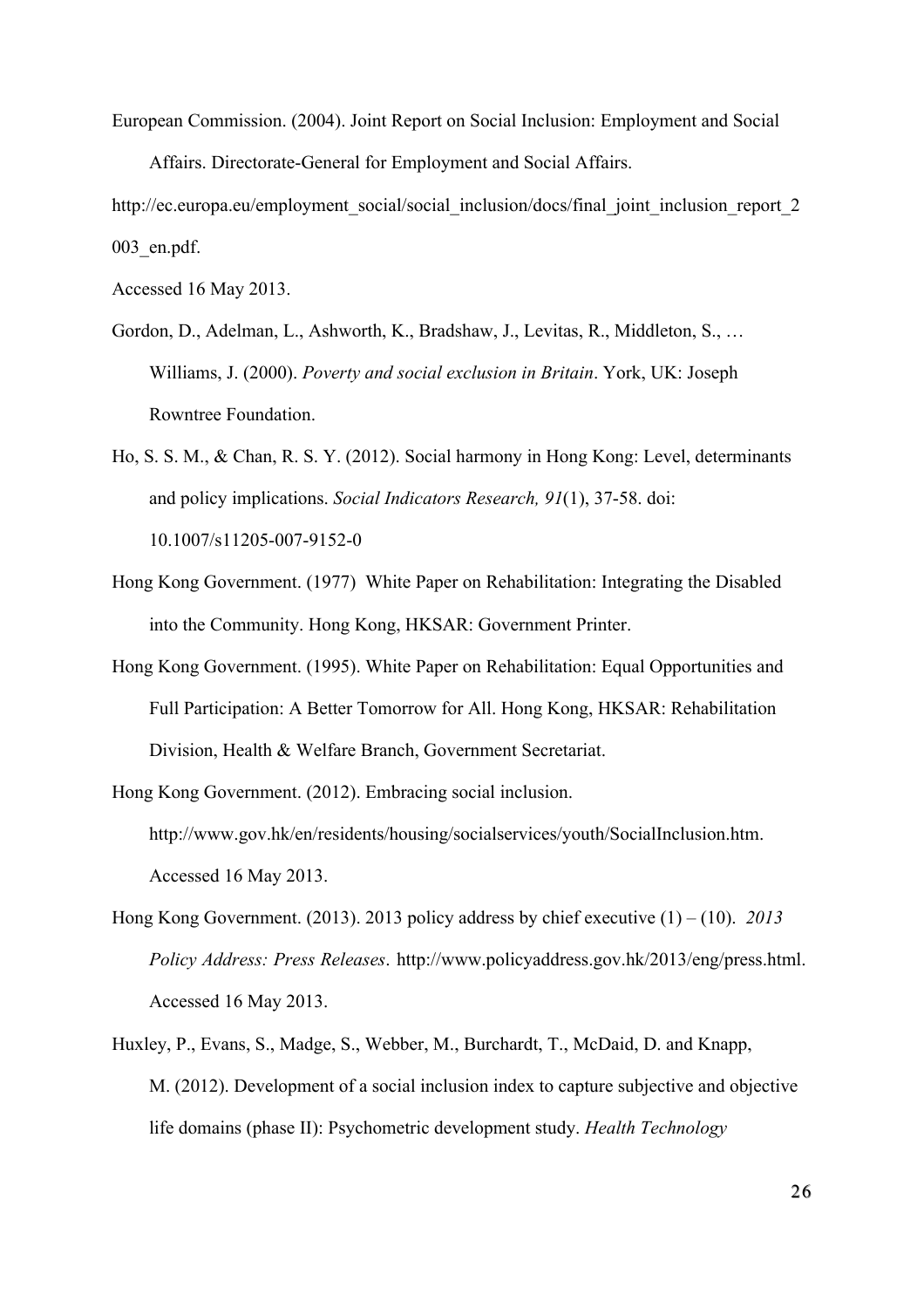European Commission. (2004). Joint Report on Social Inclusion: Employment and Social Affairs. Directorate-General for Employment and Social Affairs.

http://ec.europa.eu/employment_social/social_inclusion/docs/final_joint_inclusion_report_2003_en.pdf.

Accessed 16 May 2013.

Gordon, D., Adelman, L., Ashworth, K., Bradshaw, J., Levitas, R., Middleton, S., … Williams, J. (2000). *Poverty and social exclusion in Britain*. York, UK: Joseph Rowntree Foundation.

Ho, S. S. M., & Chan, R. S. Y. (2012). Social harmony in Hong Kong: Level, determinants and policy implications. *Social Indicators Research, 91*(1), 37-58. doi: 10.1007/s11205-007-9152-0

Hong Kong Government. (1977) White Paper on Rehabilitation: Integrating the Disabled into the Community. Hong Kong, HKSAR: Government Printer.

Hong Kong Government. (1995). White Paper on Rehabilitation: Equal Opportunities and Full Participation: A Better Tomorrow for All. Hong Kong, HKSAR: Rehabilitation Division, Health & Welfare Branch, Government Secretariat.

Hong Kong Government. (2012). Embracing social inclusion. http://www.gov.hk/en/residents/housing/socialservices/youth/SocialInclusion.htm. Accessed 16 May 2013.

Hong Kong Government. (2013). 2013 policy address by chief executive (1) – (10). *2013 Policy Address: Press Releases*. http://www.policyaddress.gov.hk/2013/eng/press.html. Accessed 16 May 2013.

Huxley, P., Evans, S., Madge, S., Webber, M., Burchardt, T., McDaid, D. and Knapp, M. (2012). Development of a social inclusion index to capture subjective and objective life domains (phase II): Psychometric development study. *Health Technology*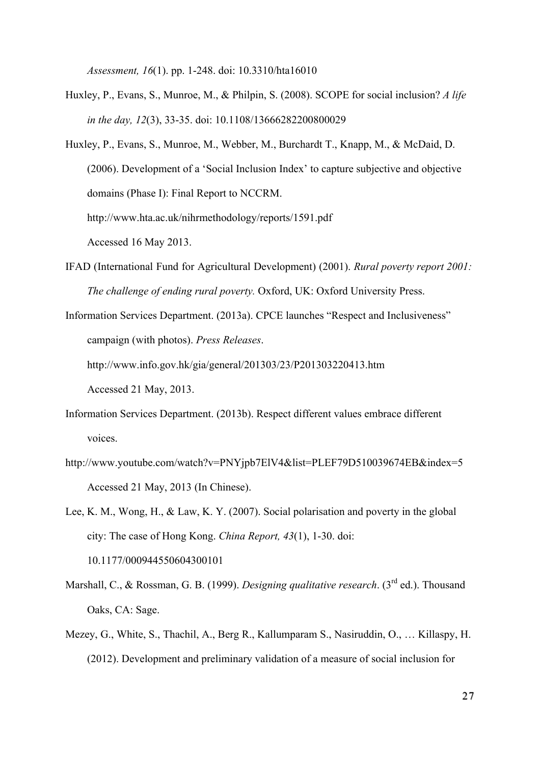*Assessment, 16*(1). pp. 1-248. doi: 10.3310/hta16010

Huxley, P., Evans, S., Munroe, M., & Philpin, S. (2008). SCOPE for social inclusion? *A life in the day, 12*(3), 33-35. doi: 10.1108/13666282200800029

Huxley, P., Evans, S., Munroe, M., Webber, M., Burchardt T., Knapp, M., & McDaid, D. (2006). Development of a 'Social Inclusion Index' to capture subjective and objective domains (Phase I): Final Report to NCCRM. http://www.hta.ac.uk/nihrmethodology/reports/1591.pdf Accessed 16 May 2013.

IFAD (International Fund for Agricultural Development) (2001). *Rural poverty report 2001: The challenge of ending rural poverty.* Oxford, UK: Oxford University Press.

Information Services Department. (2013a). CPCE launches "Respect and Inclusiveness" campaign (with photos). *Press Releases*. http://www.info.gov.hk/gia/general/201303/23/P201303220413.htm Accessed 21 May, 2013.

Information Services Department. (2013b). Respect different values embrace different voices. http://www.youtube.com/watch?v=PNYjpb7ElV4&list=PLEF79D510039674EB&index=5 Accessed 21 May, 2013 (In Chinese).

Lee, K. M., Wong, H., & Law, K. Y. (2007). Social polarisation and poverty in the global city: The case of Hong Kong. *China Report, 43*(1), 1-30. doi: 10.1177/000944550604300101

Marshall, C., & Rossman, G. B. (1999). *Designing qualitative research*. (3rd ed.). Thousand Oaks, CA: Sage.

Mezey, G., White, S., Thachil, A., Berg R., Kallumparam S., Nasiruddin, O., … Killaspy, H. (2012). Development and preliminary validation of a measure of social inclusion for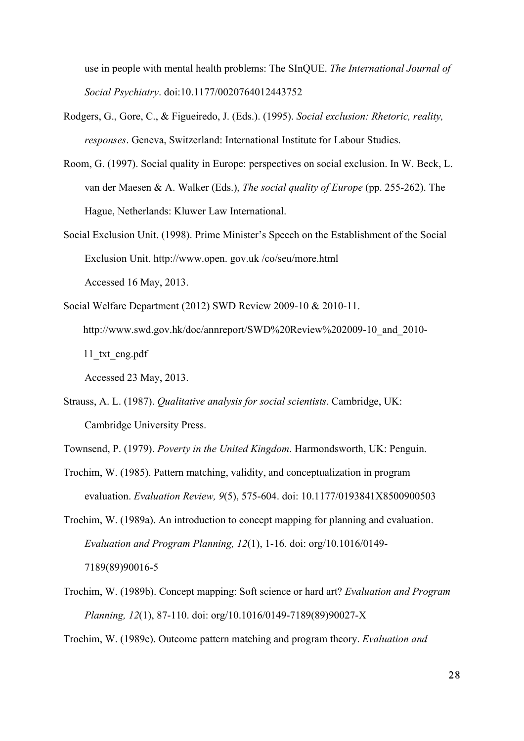use in people with mental health problems: The SInQUE. *The International Journal of Social Psychiatry*. doi:10.1177/0020764012443752

Rodgers, G., Gore, C., & Figueiredo, J. (Eds.). (1995). *Social exclusion: Rhetoric, reality, responses*. Geneva, Switzerland: International Institute for Labour Studies.

Room, G. (1997). Social quality in Europe: perspectives on social exclusion. In W. Beck, L. van der Maesen & A. Walker (Eds.), *The social quality of Europe* (pp. 255-262). The Hague, Netherlands: Kluwer Law International.

Social Exclusion Unit. (1998). Prime Minister's Speech on the Establishment of the Social Exclusion Unit. http://www.open. gov.uk /co/seu/more.html
Accessed 16 May, 2013.

Social Welfare Department (2012) SWD Review 2009-10 & 2010-11.
http://www.swd.gov.hk/doc/annreport/SWD%20Review%202009-10_and_2010-11_txt_eng.pdf
Accessed 23 May, 2013.

Strauss, A. L. (1987). *Qualitative analysis for social scientists*. Cambridge, UK: Cambridge University Press.

Townsend, P. (1979). *Poverty in the United Kingdom*. Harmondsworth, UK: Penguin.

Trochim, W. (1985). Pattern matching, validity, and conceptualization in program evaluation. *Evaluation Review, 9*(5), 575-604. doi: 10.1177/0193841X8500900503

Trochim, W. (1989a). An introduction to concept mapping for planning and evaluation. *Evaluation and Program Planning, 12*(1), 1-16. doi: org/10.1016/0149-7189(89)90016-5

Trochim, W. (1989b). Concept mapping: Soft science or hard art? *Evaluation and Program Planning, 12*(1), 87-110. doi: org/10.1016/0149-7189(89)90027-X

Trochim, W. (1989c). Outcome pattern matching and program theory. *Evaluation and*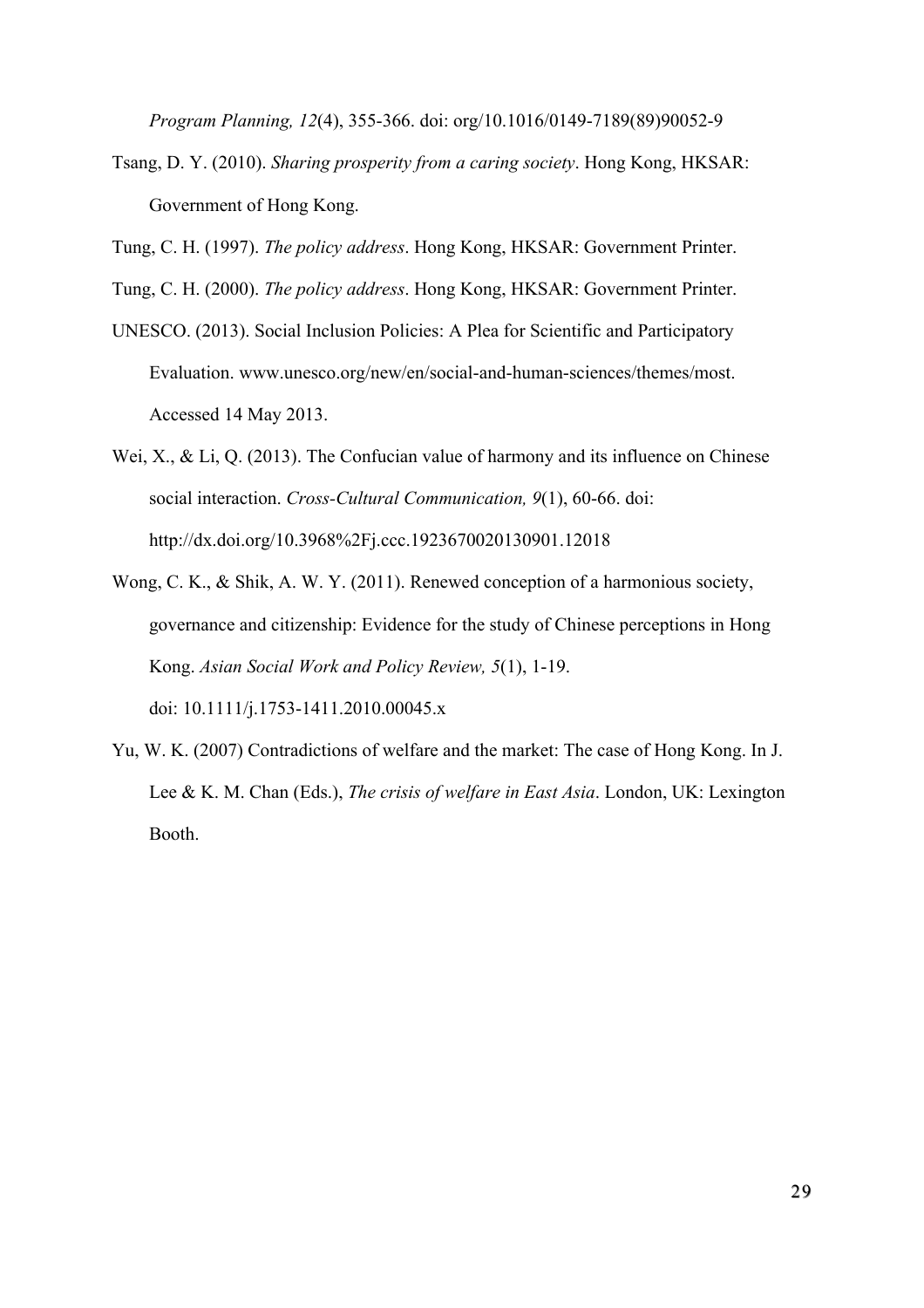*Program Planning, 12*(4), 355-366. doi: org/10.1016/0149-7189(89)90052-9

Tsang, D. Y. (2010). *Sharing prosperity from a caring society*. Hong Kong, HKSAR: Government of Hong Kong.

Tung, C. H. (1997). *The policy address*. Hong Kong, HKSAR: Government Printer.

Tung, C. H. (2000). *The policy address*. Hong Kong, HKSAR: Government Printer.

UNESCO. (2013). Social Inclusion Policies: A Plea for Scientific and Participatory Evaluation. www.unesco.org/new/en/social-and-human-sciences/themes/most. Accessed 14 May 2013.

Wei, X., & Li, Q. (2013). The Confucian value of harmony and its influence on Chinese social interaction. *Cross-Cultural Communication, 9*(1), 60-66. doi: http://dx.doi.org/10.3968%2Fj.ccc.1923670020130901.12018

Wong, C. K., & Shik, A. W. Y. (2011). Renewed conception of a harmonious society, governance and citizenship: Evidence for the study of Chinese perceptions in Hong Kong. *Asian Social Work and Policy Review, 5*(1), 1-19. doi: 10.1111/j.1753-1411.2010.00045.x

Yu, W. K. (2007) Contradictions of welfare and the market: The case of Hong Kong. In J. Lee & K. M. Chan (Eds.), *The crisis of welfare in East Asia*. London, UK: Lexington Booth.